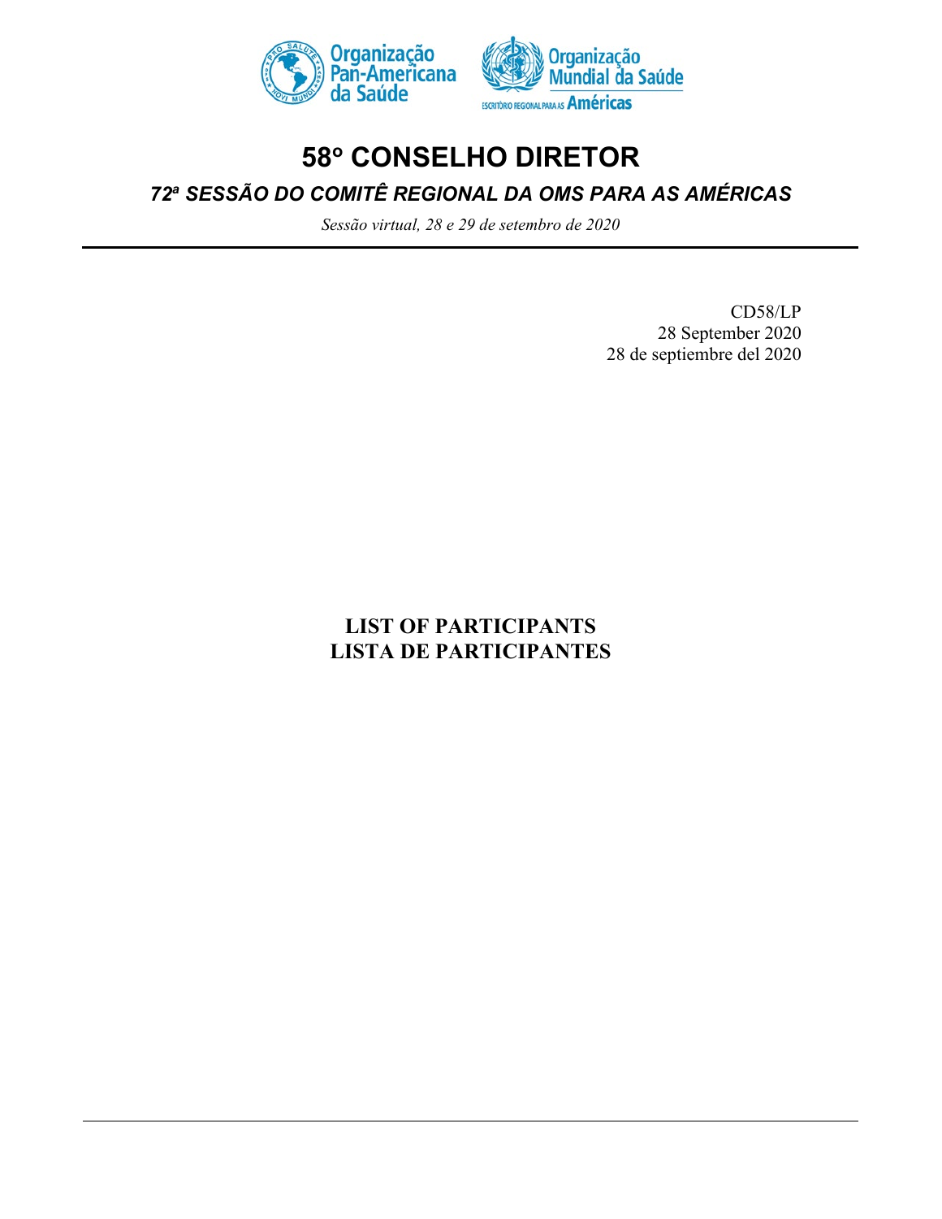Organização Pan-Americana da Saúde

Organização Mundial da Saúde
ESCRITÓRIO REGIONAL PARA AS Américas

# 58º CONSELHO DIRETOR

## *72ª SESSÃO DO COMITÊ REGIONAL DA OMS PARA AS AMÉRICAS*

*Sessão virtual, 28 e 29 de setembro de 2020*

CD58/LP
28 September 2020
28 de septiembre del 2020

**LIST OF PARTICIPANTS**
**LISTA DE PARTICIPANTES**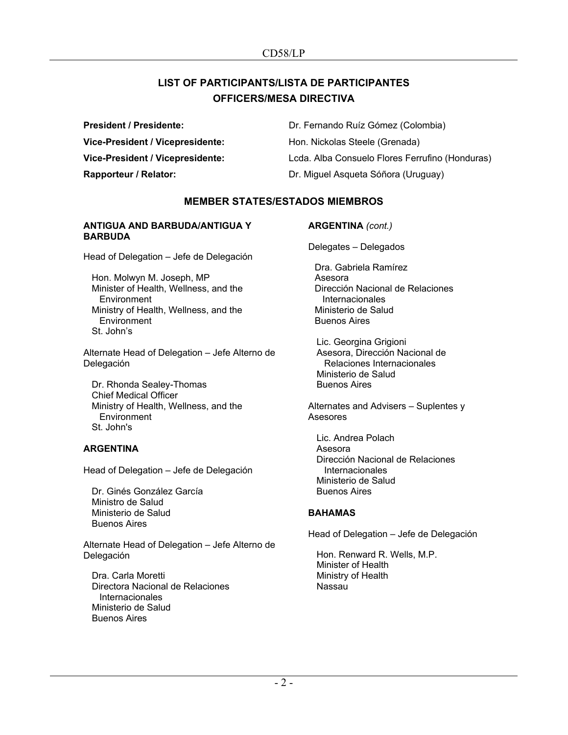# LIST OF PARTICIPANTS/LISTA DE PARTICIPANTES

## OFFICERS/MESA DIRECTIVA

**President / Presidente:** Dr. Fernando Ruíz Gómez (Colombia)

**Vice-President / Vicepresidente:** Hon. Nickolas Steele (Grenada)

**Vice-President / Vicepresidente:** Lcda. Alba Consuelo Flores Ferrufino (Honduras)

**Rapporteur / Relator:** Dr. Miguel Asqueta Sóñora (Uruguay)

## MEMBER STATES/ESTADOS MIEMBROS

### ANTIGUA AND BARBUDA/ANTIGUA Y BARBUDA

Head of Delegation – Jefe de Delegación

Hon. Molwyn M. Joseph, MP
Minister of Health, Wellness, and the Environment
Ministry of Health, Wellness, and the Environment
St. John's

Alternate Head of Delegation – Jefe Alterno de Delegación

Dr. Rhonda Sealey-Thomas
Chief Medical Officer
Ministry of Health, Wellness, and the Environment
St. John's

### ARGENTINA

Head of Delegation – Jefe de Delegación

Dr. Ginés González García
Ministro de Salud
Ministerio de Salud
Buenos Aires

Alternate Head of Delegation – Jefe Alterno de Delegación

Dra. Carla Moretti
Directora Nacional de Relaciones Internacionales
Ministerio de Salud
Buenos Aires

### ARGENTINA *(cont.)*

Delegates – Delegados

Dra. Gabriela Ramírez
Asesora
Dirección Nacional de Relaciones Internacionales
Ministerio de Salud
Buenos Aires

Lic. Georgina Grigioni
Asesora, Dirección Nacional de Relaciones Internacionales
Ministerio de Salud
Buenos Aires

Alternates and Advisers – Suplentes y Asesores

Lic. Andrea Polach
Asesora
Dirección Nacional de Relaciones Internacionales
Ministerio de Salud
Buenos Aires

### BAHAMAS

Head of Delegation – Jefe de Delegación

Hon. Renward R. Wells, M.P.
Minister of Health
Ministry of Health
Nassau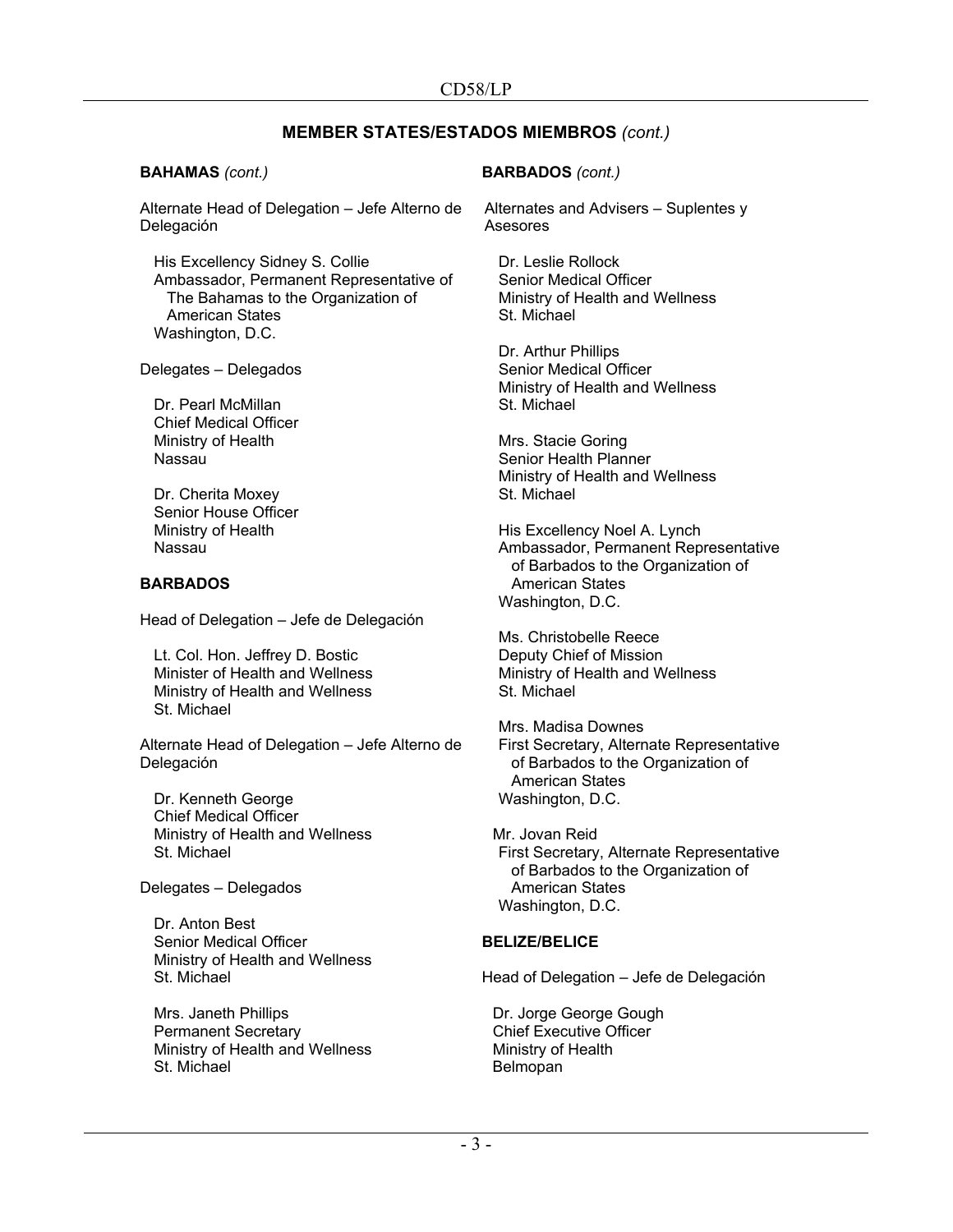## MEMBER STATES/ESTADOS MIEMBROS *(cont.)*

**BAHAMAS** *(cont.)*

Alternate Head of Delegation – Jefe Alterno de Delegación

His Excellency Sidney S. Collie
Ambassador, Permanent Representative of The Bahamas to the Organization of American States
Washington, D.C.

Delegates – Delegados

Dr. Pearl McMillan
Chief Medical Officer
Ministry of Health
Nassau

Dr. Cherita Moxey
Senior House Officer
Ministry of Health
Nassau

**BARBADOS**

Head of Delegation – Jefe de Delegación

Lt. Col. Hon. Jeffrey D. Bostic
Minister of Health and Wellness
Ministry of Health and Wellness
St. Michael

Alternate Head of Delegation – Jefe Alterno de Delegación

Dr. Kenneth George
Chief Medical Officer
Ministry of Health and Wellness
St. Michael

Delegates – Delegados

Dr. Anton Best
Senior Medical Officer
Ministry of Health and Wellness
St. Michael

Mrs. Janeth Phillips
Permanent Secretary
Ministry of Health and Wellness
St. Michael

**BARBADOS** *(cont.)*

Alternates and Advisers – Suplentes y Asesores

Dr. Leslie Rollock
Senior Medical Officer
Ministry of Health and Wellness
St. Michael

Dr. Arthur Phillips
Senior Medical Officer
Ministry of Health and Wellness
St. Michael

Mrs. Stacie Goring
Senior Health Planner
Ministry of Health and Wellness
St. Michael

His Excellency Noel A. Lynch
Ambassador, Permanent Representative of Barbados to the Organization of American States
Washington, D.C.

Ms. Christobelle Reece
Deputy Chief of Mission
Ministry of Health and Wellness
St. Michael

Mrs. Madisa Downes
First Secretary, Alternate Representative of Barbados to the Organization of American States
Washington, D.C.

Mr. Jovan Reid
First Secretary, Alternate Representative of Barbados to the Organization of American States
Washington, D.C.

**BELIZE/BELICE**

Head of Delegation – Jefe de Delegación

Dr. Jorge George Gough
Chief Executive Officer
Ministry of Health
Belmopan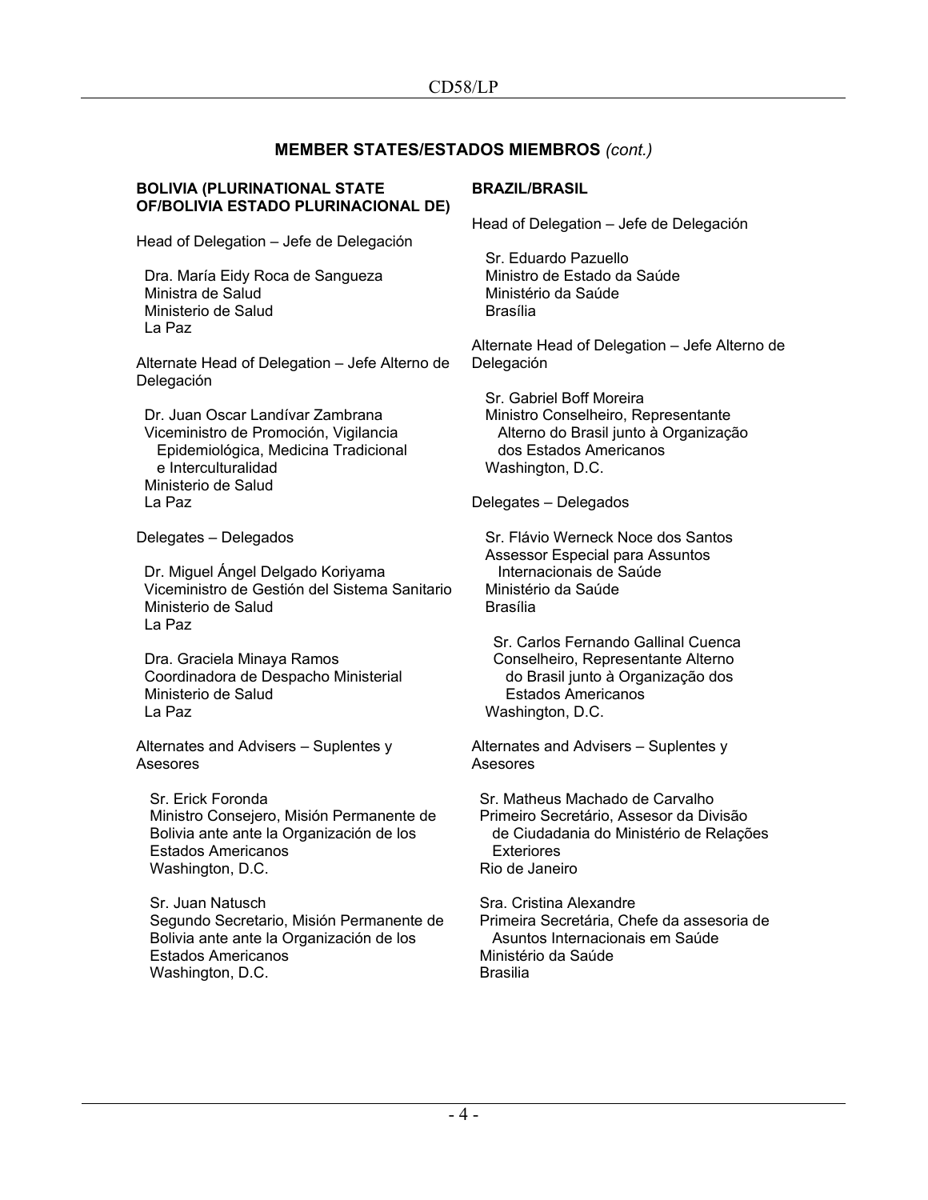## MEMBER STATES/ESTADOS MIEMBROS *(cont.)*

**BOLIVIA (PLURINATIONAL STATE OF/BOLIVIA ESTADO PLURINACIONAL DE)**

Head of Delegation – Jefe de Delegación

Dra. María Eidy Roca de Sangueza
Ministra de Salud
Ministerio de Salud
La Paz

Alternate Head of Delegation – Jefe Alterno de Delegación

Dr. Juan Oscar Landívar Zambrana
Viceministro de Promoción, Vigilancia Epidemiológica, Medicina Tradicional e Interculturalidad
Ministerio de Salud
La Paz

Delegates – Delegados

Dr. Miguel Ángel Delgado Koriyama
Viceministro de Gestión del Sistema Sanitario
Ministerio de Salud
La Paz

Dra. Graciela Minaya Ramos
Coordinadora de Despacho Ministerial
Ministerio de Salud
La Paz

Alternates and Advisers – Suplentes y Asesores

Sr. Erick Foronda
Ministro Consejero, Misión Permanente de Bolivia ante ante la Organización de los Estados Americanos
Washington, D.C.

Sr. Juan Natusch
Segundo Secretario, Misión Permanente de Bolivia ante ante la Organización de los Estados Americanos
Washington, D.C.

**BRAZIL/BRASIL**

Head of Delegation – Jefe de Delegación

Sr. Eduardo Pazuello
Ministro de Estado da Saúde
Ministério da Saúde
Brasília

Alternate Head of Delegation – Jefe Alterno de Delegación

Sr. Gabriel Boff Moreira
Ministro Conselheiro, Representante Alterno do Brasil junto à Organização dos Estados Americanos
Washington, D.C.

Delegates – Delegados

Sr. Flávio Werneck Noce dos Santos
Assessor Especial para Assuntos Internacionais de Saúde
Ministério da Saúde
Brasília

Sr. Carlos Fernando Gallinal Cuenca
Conselheiro, Representante Alterno do Brasil junto à Organização dos Estados Americanos
Washington, D.C.

Alternates and Advisers – Suplentes y Asesores

Sr. Matheus Machado de Carvalho
Primeiro Secretário, Assesor da Divisão de Ciudadania do Ministério de Relações Exteriores
Rio de Janeiro

Sra. Cristina Alexandre
Primeira Secretária, Chefe da assesoria de Asuntos Internacionais em Saúde
Ministério da Saúde
Brasilia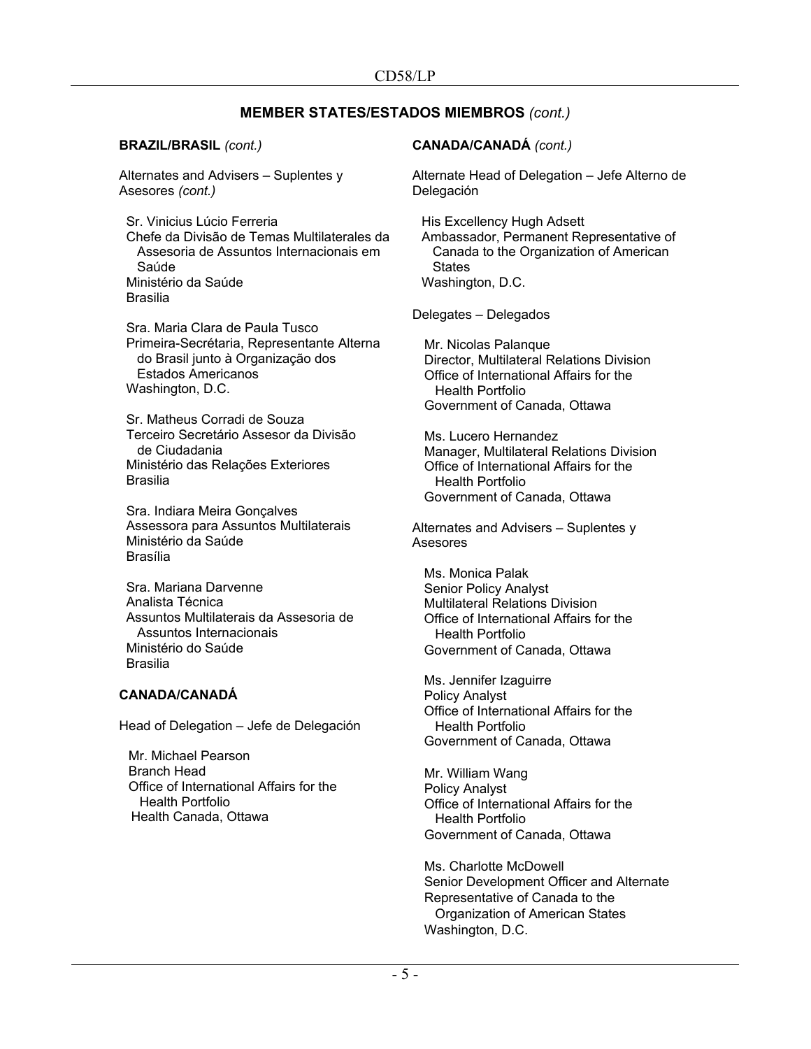## MEMBER STATES/ESTADOS MIEMBROS *(cont.)*

**BRAZIL/BRASIL** *(cont.)*

Alternates and Advisers – Suplentes y Asesores *(cont.)*

Sr. Vinicius Lúcio Ferreria
Chefe da Divisão de Temas Multilaterales da Assesoria de Assuntos Internacionais em Saúde
Ministério da Saúde
Brasilia

Sra. Maria Clara de Paula Tusco
Primeira-Secrétaria, Representante Alterna do Brasil junto à Organização dos Estados Americanos
Washington, D.C.

Sr. Matheus Corradi de Souza
Terceiro Secretário Assesor da Divisão de Ciudadania
Ministério das Relações Exteriores
Brasilia

Sra. Indiara Meira Gonçalves
Assessora para Assuntos Multilaterais
Ministério da Saúde
Brasília

Sra. Mariana Darvenne
Analista Técnica
Assuntos Multilaterais da Assesoria de Assuntos Internacionais
Ministério do Saúde
Brasilia

**CANADA/CANADÁ**

Head of Delegation – Jefe de Delegación

Mr. Michael Pearson
Branch Head
Office of International Affairs for the Health Portfolio
Health Canada, Ottawa

**CANADA/CANADÁ** *(cont.)*

Alternate Head of Delegation – Jefe Alterno de Delegación

His Excellency Hugh Adsett
Ambassador, Permanent Representative of Canada to the Organization of American States
Washington, D.C.

Delegates – Delegados

Mr. Nicolas Palanque
Director, Multilateral Relations Division
Office of International Affairs for the Health Portfolio
Government of Canada, Ottawa

Ms. Lucero Hernandez
Manager, Multilateral Relations Division
Office of International Affairs for the Health Portfolio
Government of Canada, Ottawa

Alternates and Advisers – Suplentes y Asesores

Ms. Monica Palak
Senior Policy Analyst
Multilateral Relations Division
Office of International Affairs for the Health Portfolio
Government of Canada, Ottawa

Ms. Jennifer Izaguirre
Policy Analyst
Office of International Affairs for the Health Portfolio
Government of Canada, Ottawa

Mr. William Wang
Policy Analyst
Office of International Affairs for the Health Portfolio
Government of Canada, Ottawa

Ms. Charlotte McDowell
Senior Development Officer and Alternate Representative of Canada to the Organization of American States
Washington, D.C.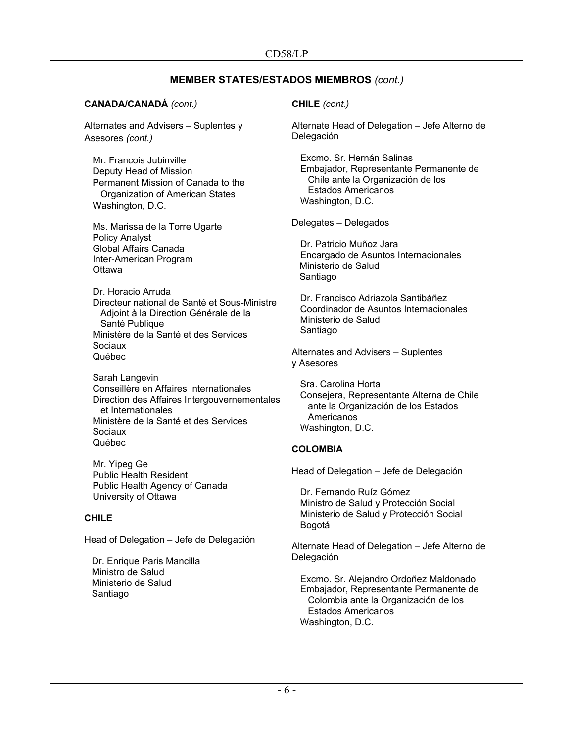## MEMBER STATES/ESTADOS MIEMBROS *(cont.)*

**CANADA/CANADÁ** *(cont.)*

Alternates and Advisers – Suplentes y Asesores *(cont.)*

Mr. Francois Jubinville
Deputy Head of Mission
Permanent Mission of Canada to the Organization of American States
Washington, D.C.

Ms. Marissa de la Torre Ugarte
Policy Analyst
Global Affairs Canada
Inter-American Program
Ottawa

Dr. Horacio Arruda
Directeur national de Santé et Sous-Ministre Adjoint à la Direction Générale de la Santé Publique
Ministère de la Santé et des Services Sociaux
Québec

Sarah Langevin
Conseillère en Affaires Internationales
Direction des Affaires Intergouvernementales et Internationales
Ministère de la Santé et des Services Sociaux
Québec

Mr. Yipeg Ge
Public Health Resident
Public Health Agency of Canada
University of Ottawa

**CHILE**

Head of Delegation – Jefe de Delegación

Dr. Enrique Paris Mancilla
Ministro de Salud
Ministerio de Salud
Santiago

**CHILE** *(cont.)*

Alternate Head of Delegation – Jefe Alterno de Delegación

Excmo. Sr. Hernán Salinas
Embajador, Representante Permanente de Chile ante la Organización de los Estados Americanos
Washington, D.C.

Delegates – Delegados

Dr. Patricio Muñoz Jara
Encargado de Asuntos Internacionales
Ministerio de Salud
Santiago

Dr. Francisco Adriazola Santibáñez
Coordinador de Asuntos Internacionales
Ministerio de Salud
Santiago

Alternates and Advisers – Suplentes y Asesores

Sra. Carolina Horta
Consejera, Representante Alterna de Chile ante la Organización de los Estados Americanos
Washington, D.C.

**COLOMBIA**

Head of Delegation – Jefe de Delegación

Dr. Fernando Ruíz Gómez
Ministro de Salud y Protección Social
Ministerio de Salud y Protección Social
Bogotá

Alternate Head of Delegation – Jefe Alterno de Delegación

Excmo. Sr. Alejandro Ordoñez Maldonado
Embajador, Representante Permanente de Colombia ante la Organización de los Estados Americanos
Washington, D.C.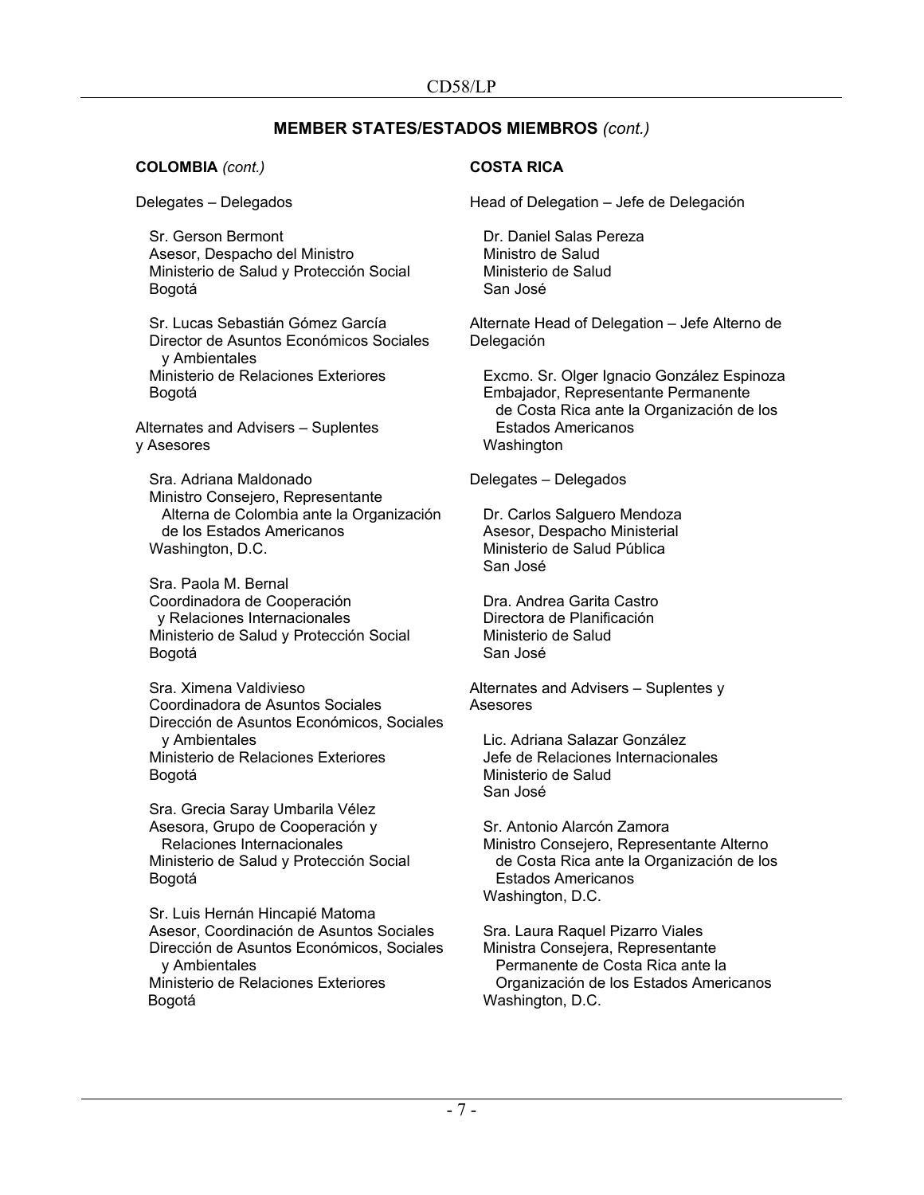## MEMBER STATES/ESTADOS MIEMBROS *(cont.)*

**COLOMBIA** *(cont.)*

Delegates – Delegados

Sr. Gerson Bermont
Asesor, Despacho del Ministro
Ministerio de Salud y Protección Social
Bogotá

Sr. Lucas Sebastián Gómez García
Director de Asuntos Económicos Sociales y Ambientales
Ministerio de Relaciones Exteriores
Bogotá

Alternates and Advisers – Suplentes y Asesores

Sra. Adriana Maldonado
Ministro Consejero, Representante Alterna de Colombia ante la Organización de los Estados Americanos
Washington, D.C.

Sra. Paola M. Bernal
Coordinadora de Cooperación y Relaciones Internacionales
Ministerio de Salud y Protección Social
Bogotá

Sra. Ximena Valdivieso
Coordinadora de Asuntos Sociales
Dirección de Asuntos Económicos, Sociales y Ambientales
Ministerio de Relaciones Exteriores
Bogotá

Sra. Grecia Saray Umbarila Vélez
Asesora, Grupo de Cooperación y Relaciones Internacionales
Ministerio de Salud y Protección Social
Bogotá

Sr. Luis Hernán Hincapié Matoma
Asesor, Coordinación de Asuntos Sociales
Dirección de Asuntos Económicos, Sociales y Ambientales
Ministerio de Relaciones Exteriores
Bogotá

**COSTA RICA**

Head of Delegation – Jefe de Delegación

Dr. Daniel Salas Pereza
Ministro de Salud
Ministerio de Salud
San José

Alternate Head of Delegation – Jefe Alterno de Delegación

Excmo. Sr. Olger Ignacio González Espinoza
Embajador, Representante Permanente de Costa Rica ante la Organización de los Estados Americanos
Washington

Delegates – Delegados

Dr. Carlos Salguero Mendoza
Asesor, Despacho Ministerial
Ministerio de Salud Pública
San José

Dra. Andrea Garita Castro
Directora de Planificación
Ministerio de Salud
San José

Alternates and Advisers – Suplentes y Asesores

Lic. Adriana Salazar González
Jefe de Relaciones Internacionales
Ministerio de Salud
San José

Sr. Antonio Alarcón Zamora
Ministro Consejero, Representante Alterno de Costa Rica ante la Organización de los Estados Americanos
Washington, D.C.

Sra. Laura Raquel Pizarro Viales
Ministra Consejera, Representante Permanente de Costa Rica ante la Organización de los Estados Americanos
Washington, D.C.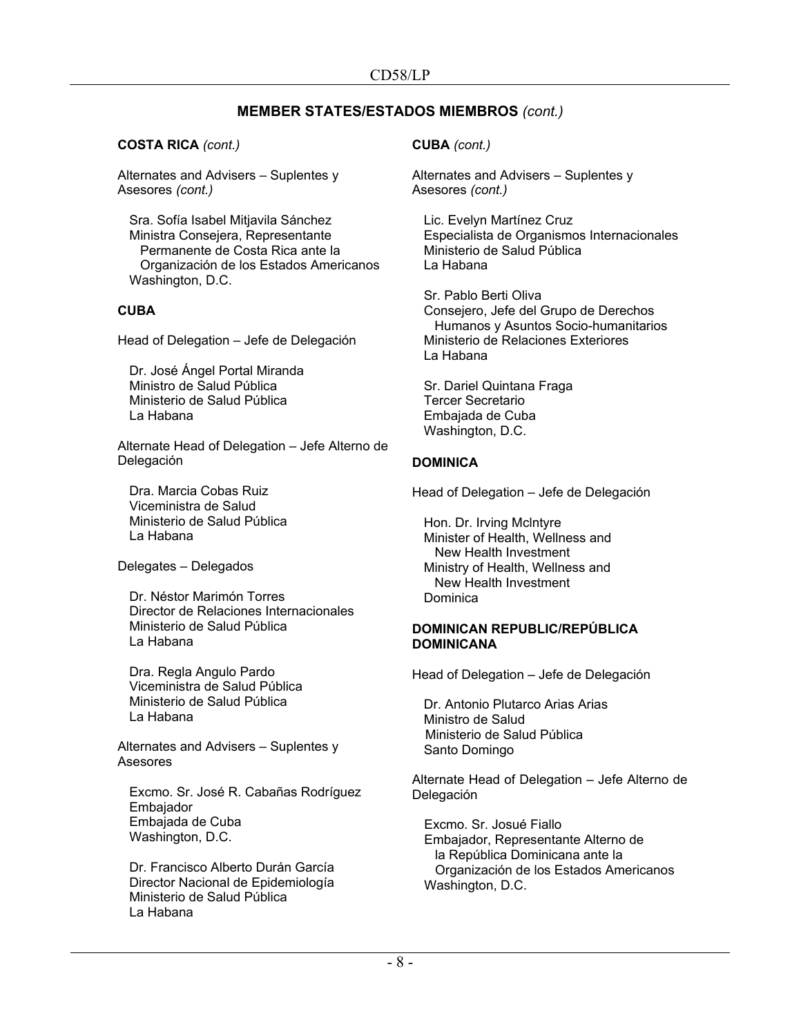## MEMBER STATES/ESTADOS MIEMBROS *(cont.)*

**COSTA RICA** *(cont.)*

Alternates and Advisers – Suplentes y Asesores *(cont.)*

Sra. Sofía Isabel Mitjavila Sánchez
Ministra Consejera, Representante Permanente de Costa Rica ante la Organización de los Estados Americanos
Washington, D.C.

**CUBA**

Head of Delegation – Jefe de Delegación

Dr. José Ángel Portal Miranda
Ministro de Salud Pública
Ministerio de Salud Pública
La Habana

Alternate Head of Delegation – Jefe Alterno de Delegación

Dra. Marcia Cobas Ruiz
Viceministra de Salud
Ministerio de Salud Pública
La Habana

Delegates – Delegados

Dr. Néstor Marimón Torres
Director de Relaciones Internacionales
Ministerio de Salud Pública
La Habana

Dra. Regla Angulo Pardo
Viceministra de Salud Pública
Ministerio de Salud Pública
La Habana

Alternates and Advisers – Suplentes y Asesores

Excmo. Sr. José R. Cabañas Rodríguez
Embajador
Embajada de Cuba
Washington, D.C.

Dr. Francisco Alberto Durán García
Director Nacional de Epidemiología
Ministerio de Salud Pública
La Habana

**CUBA** *(cont.)*

Alternates and Advisers – Suplentes y Asesores *(cont.)*

Lic. Evelyn Martínez Cruz
Especialista de Organismos Internacionales
Ministerio de Salud Pública
La Habana

Sr. Pablo Berti Oliva
Consejero, Jefe del Grupo de Derechos Humanos y Asuntos Socio-humanitarios
Ministerio de Relaciones Exteriores
La Habana

Sr. Dariel Quintana Fraga
Tercer Secretario
Embajada de Cuba
Washington, D.C.

**DOMINICA**

Head of Delegation – Jefe de Delegación

Hon. Dr. Irving McIntyre
Minister of Health, Wellness and New Health Investment
Ministry of Health, Wellness and New Health Investment
Dominica

**DOMINICAN REPUBLIC/REPÚBLICA DOMINICANA**

Head of Delegation – Jefe de Delegación

Dr. Antonio Plutarco Arias Arias
Ministro de Salud
Ministerio de Salud Pública
Santo Domingo

Alternate Head of Delegation – Jefe Alterno de Delegación

Excmo. Sr. Josué Fiallo
Embajador, Representante Alterno de la República Dominicana ante la Organización de los Estados Americanos
Washington, D.C.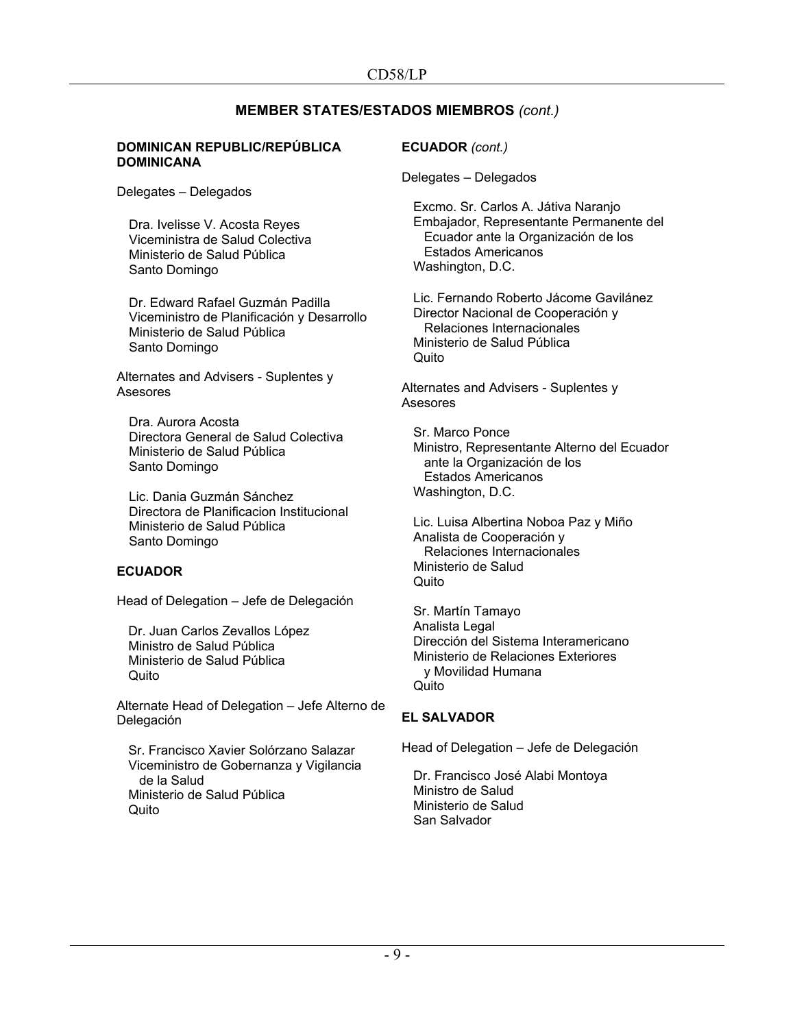## MEMBER STATES/ESTADOS MIEMBROS *(cont.)*

**DOMINICAN REPUBLIC/REPÚBLICA DOMINICANA**

Delegates – Delegados

Dra. Ivelisse V. Acosta Reyes
Viceministra de Salud Colectiva
Ministerio de Salud Pública
Santo Domingo

Dr. Edward Rafael Guzmán Padilla
Viceministro de Planificación y Desarrollo
Ministerio de Salud Pública
Santo Domingo

Alternates and Advisers - Suplentes y Asesores

Dra. Aurora Acosta
Directora General de Salud Colectiva
Ministerio de Salud Pública
Santo Domingo

Lic. Dania Guzmán Sánchez
Directora de Planificacion Institucional
Ministerio de Salud Pública
Santo Domingo

**ECUADOR**

Head of Delegation – Jefe de Delegación

Dr. Juan Carlos Zevallos López
Ministro de Salud Pública
Ministerio de Salud Pública
Quito

Alternate Head of Delegation – Jefe Alterno de Delegación

Sr. Francisco Xavier Solórzano Salazar
Viceministro de Gobernanza y Vigilancia de la Salud
Ministerio de Salud Pública
Quito

**ECUADOR** *(cont.)*

Delegates – Delegados

Excmo. Sr. Carlos A. Játiva Naranjo
Embajador, Representante Permanente del Ecuador ante la Organización de los Estados Americanos
Washington, D.C.

Lic. Fernando Roberto Jácome Gavilánez
Director Nacional de Cooperación y Relaciones Internacionales
Ministerio de Salud Pública
Quito

Alternates and Advisers - Suplentes y Asesores

Sr. Marco Ponce
Ministro, Representante Alterno del Ecuador ante la Organización de los Estados Americanos
Washington, D.C.

Lic. Luisa Albertina Noboa Paz y Miño
Analista de Cooperación y Relaciones Internacionales
Ministerio de Salud
Quito

Sr. Martín Tamayo
Analista Legal
Dirección del Sistema Interamericano
Ministerio de Relaciones Exteriores y Movilidad Humana
Quito

**EL SALVADOR**

Head of Delegation – Jefe de Delegación

Dr. Francisco José Alabi Montoya
Ministro de Salud
Ministerio de Salud
San Salvador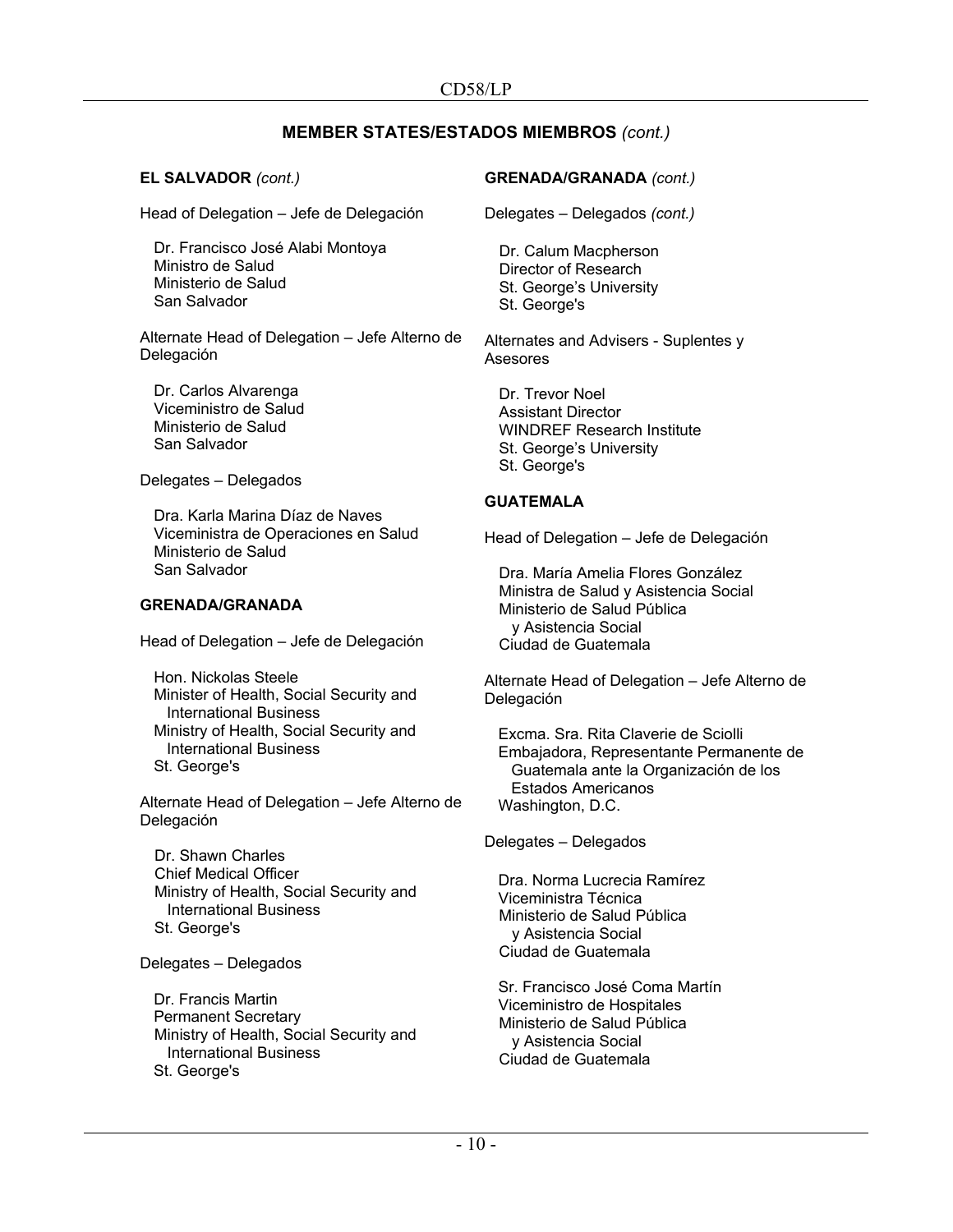## MEMBER STATES/ESTADOS MIEMBROS *(cont.)*

**EL SALVADOR** *(cont.)*

Head of Delegation – Jefe de Delegación

Dr. Francisco José Alabi Montoya
Ministro de Salud
Ministerio de Salud
San Salvador

Alternate Head of Delegation – Jefe Alterno de Delegación

Dr. Carlos Alvarenga
Viceministro de Salud
Ministerio de Salud
San Salvador

Delegates – Delegados

Dra. Karla Marina Díaz de Naves
Viceministra de Operaciones en Salud
Ministerio de Salud
San Salvador

**GRENADA/GRANADA**

Head of Delegation – Jefe de Delegación

Hon. Nickolas Steele
Minister of Health, Social Security and International Business
Ministry of Health, Social Security and International Business
St. George's

Alternate Head of Delegation – Jefe Alterno de Delegación

Dr. Shawn Charles
Chief Medical Officer
Ministry of Health, Social Security and International Business
St. George's

Delegates – Delegados

Dr. Francis Martin
Permanent Secretary
Ministry of Health, Social Security and International Business
St. George's

**GRENADA/GRANADA** *(cont.)*

Delegates – Delegados *(cont.)*

Dr. Calum Macpherson
Director of Research
St. George's University
St. George's

Alternates and Advisers - Suplentes y Asesores

Dr. Trevor Noel
Assistant Director
WINDREF Research Institute
St. George's University
St. George's

**GUATEMALA**

Head of Delegation – Jefe de Delegación

Dra. María Amelia Flores González
Ministra de Salud y Asistencia Social
Ministerio de Salud Pública y Asistencia Social
Ciudad de Guatemala

Alternate Head of Delegation – Jefe Alterno de Delegación

Excma. Sra. Rita Claverie de Sciolli
Embajadora, Representante Permanente de Guatemala ante la Organización de los Estados Americanos
Washington, D.C.

Delegates – Delegados

Dra. Norma Lucrecia Ramírez
Viceministra Técnica
Ministerio de Salud Pública y Asistencia Social
Ciudad de Guatemala

Sr. Francisco José Coma Martín
Viceministro de Hospitales
Ministerio de Salud Pública y Asistencia Social
Ciudad de Guatemala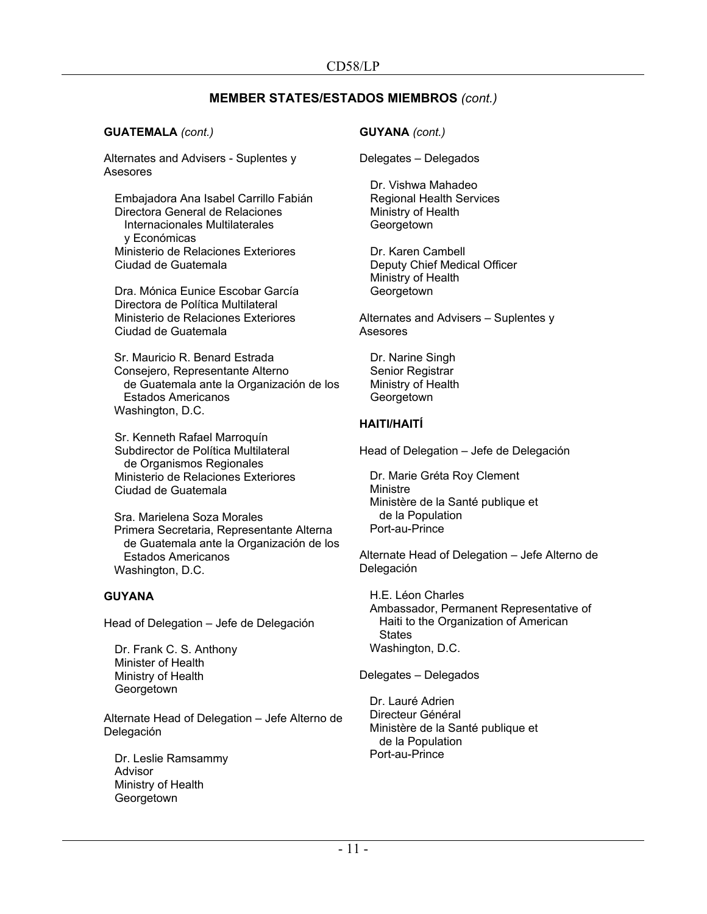## MEMBER STATES/ESTADOS MIEMBROS *(cont.)*

**GUATEMALA** *(cont.)*

Alternates and Advisers - Suplentes y Asesores

Embajadora Ana Isabel Carrillo Fabián
Directora General de Relaciones Internacionales Multilaterales y Económicas
Ministerio de Relaciones Exteriores
Ciudad de Guatemala

Dra. Mónica Eunice Escobar García
Directora de Política Multilateral
Ministerio de Relaciones Exteriores
Ciudad de Guatemala

Sr. Mauricio R. Benard Estrada
Consejero, Representante Alterno de Guatemala ante la Organización de los Estados Americanos
Washington, D.C.

Sr. Kenneth Rafael Marroquín
Subdirector de Política Multilateral de Organismos Regionales
Ministerio de Relaciones Exteriores
Ciudad de Guatemala

Sra. Marielena Soza Morales
Primera Secretaria, Representante Alterna de Guatemala ante la Organización de los Estados Americanos
Washington, D.C.

**GUYANA**

Head of Delegation – Jefe de Delegación

Dr. Frank C. S. Anthony
Minister of Health
Ministry of Health
Georgetown

Alternate Head of Delegation – Jefe Alterno de Delegación

Dr. Leslie Ramsammy
Advisor
Ministry of Health
Georgetown

**GUYANA** *(cont.)*

Delegates – Delegados

Dr. Vishwa Mahadeo
Regional Health Services
Ministry of Health
Georgetown

Dr. Karen Cambell
Deputy Chief Medical Officer
Ministry of Health
Georgetown

Alternates and Advisers – Suplentes y Asesores

Dr. Narine Singh
Senior Registrar
Ministry of Health
Georgetown

**HAITI/HAITÍ**

Head of Delegation – Jefe de Delegación

Dr. Marie Gréta Roy Clement
Ministre
Ministère de la Santé publique et de la Population
Port-au-Prince

Alternate Head of Delegation – Jefe Alterno de Delegación

H.E. Léon Charles
Ambassador, Permanent Representative of Haiti to the Organization of American States
Washington, D.C.

Delegates – Delegados

Dr. Lauré Adrien
Directeur Général
Ministère de la Santé publique et de la Population
Port-au-Prince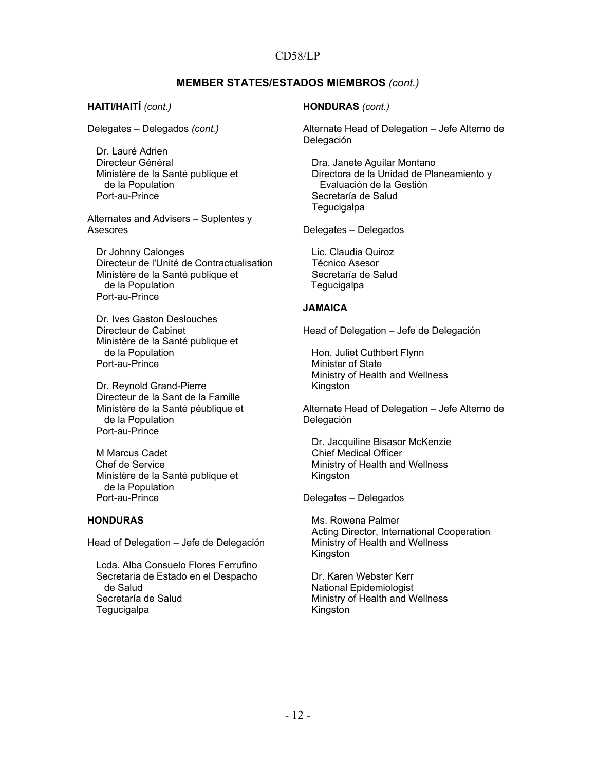## MEMBER STATES/ESTADOS MIEMBROS *(cont.)*

**HAITI/HAITÍ** *(cont.)*

Delegates – Delegados *(cont.)*

Dr. Lauré Adrien
Directeur Général
Ministère de la Santé publique et
de la Population
Port-au-Prince

Alternates and Advisers – Suplentes y Asesores

Dr Johnny Calonges
Directeur de l'Unité de Contractualisation
Ministère de la Santé publique et
de la Population
Port-au-Prince

Dr. Ives Gaston Deslouches
Directeur de Cabinet
Ministère de la Santé publique et
de la Population
Port-au-Prince

Dr. Reynold Grand-Pierre
Directeur de la Sant de la Famille
Ministère de la Santé péublique et
de la Population
Port-au-Prince

M Marcus Cadet
Chef de Service
Ministère de la Santé publique et
de la Population
Port-au-Prince

**HONDURAS**

Head of Delegation – Jefe de Delegación

Lcda. Alba Consuelo Flores Ferrufino
Secretaria de Estado en el Despacho
de Salud
Secretaría de Salud
Tegucigalpa

**HONDURAS** *(cont.)*

Alternate Head of Delegation – Jefe Alterno de Delegación

Dra. Janete Aguilar Montano
Directora de la Unidad de Planeamiento y
Evaluación de la Gestión
Secretaría de Salud
Tegucigalpa

Delegates – Delegados

Lic. Claudia Quiroz
Técnico Asesor
Secretaría de Salud
Tegucigalpa

**JAMAICA**

Head of Delegation – Jefe de Delegación

Hon. Juliet Cuthbert Flynn
Minister of State
Ministry of Health and Wellness
Kingston

Alternate Head of Delegation – Jefe Alterno de Delegación

Dr. Jacquiline Bisasor McKenzie
Chief Medical Officer
Ministry of Health and Wellness
Kingston

Delegates – Delegados

Ms. Rowena Palmer
Acting Director, International Cooperation
Ministry of Health and Wellness
Kingston

Dr. Karen Webster Kerr
National Epidemiologist
Ministry of Health and Wellness
Kingston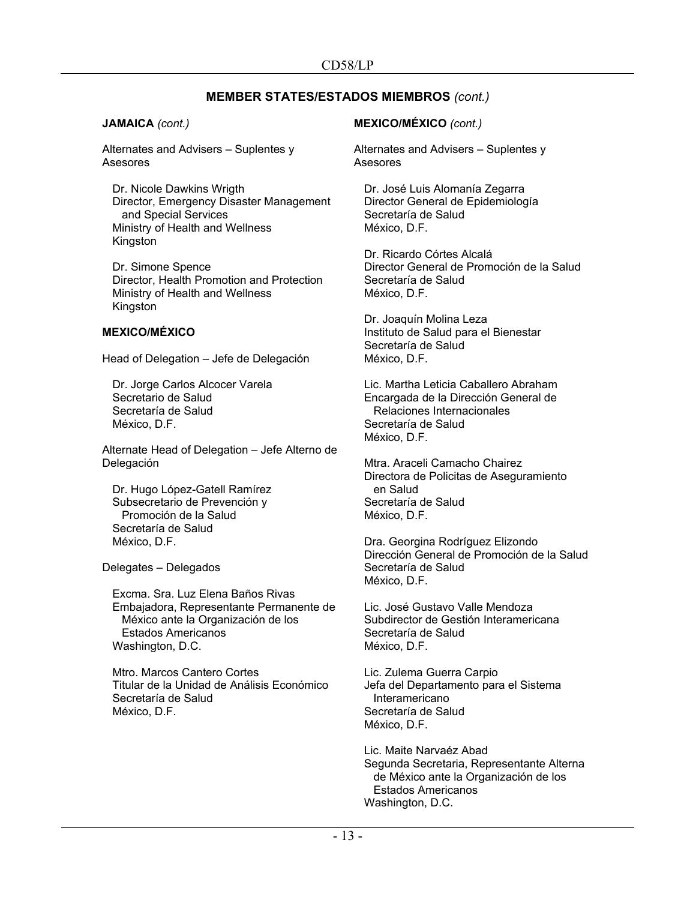## MEMBER STATES/ESTADOS MIEMBROS *(cont.)*

**JAMAICA** *(cont.)*

Alternates and Advisers – Suplentes y Asesores

Dr. Nicole Dawkins Wrigth
Director, Emergency Disaster Management and Special Services
Ministry of Health and Wellness
Kingston

Dr. Simone Spence
Director, Health Promotion and Protection
Ministry of Health and Wellness
Kingston

**MEXICO/MÉXICO**

Head of Delegation – Jefe de Delegación

Dr. Jorge Carlos Alcocer Varela
Secretario de Salud
Secretaría de Salud
México, D.F.

Alternate Head of Delegation – Jefe Alterno de Delegación

Dr. Hugo López-Gatell Ramírez
Subsecretario de Prevención y Promoción de la Salud
Secretaría de Salud
México, D.F.

Delegates – Delegados

Excma. Sra. Luz Elena Baños Rivas
Embajadora, Representante Permanente de México ante la Organización de los Estados Americanos
Washington, D.C.

Mtro. Marcos Cantero Cortes
Titular de la Unidad de Análisis Económico
Secretaría de Salud
México, D.F.

**MEXICO/MÉXICO** *(cont.)*

Alternates and Advisers – Suplentes y Asesores

Dr. José Luis Alomanía Zegarra
Director General de Epidemiología
Secretaría de Salud
México, D.F.

Dr. Ricardo Córtes Alcalá
Director General de Promoción de la Salud
Secretaría de Salud
México, D.F.

Dr. Joaquín Molina Leza
Instituto de Salud para el Bienestar
Secretaría de Salud
México, D.F.

Lic. Martha Leticia Caballero Abraham
Encargada de la Dirección General de Relaciones Internacionales
Secretaría de Salud
México, D.F.

Mtra. Araceli Camacho Chairez
Directora de Policitas de Aseguramiento en Salud
Secretaría de Salud
México, D.F.

Dra. Georgina Rodríguez Elizondo
Dirección General de Promoción de la Salud
Secretaría de Salud
México, D.F.

Lic. José Gustavo Valle Mendoza
Subdirector de Gestión Interamericana
Secretaría de Salud
México, D.F.

Lic. Zulema Guerra Carpio
Jefa del Departamento para el Sistema Interamericano
Secretaría de Salud
México, D.F.

Lic. Maite Narvaéz Abad
Segunda Secretaria, Representante Alterna de México ante la Organización de los Estados Americanos
Washington, D.C.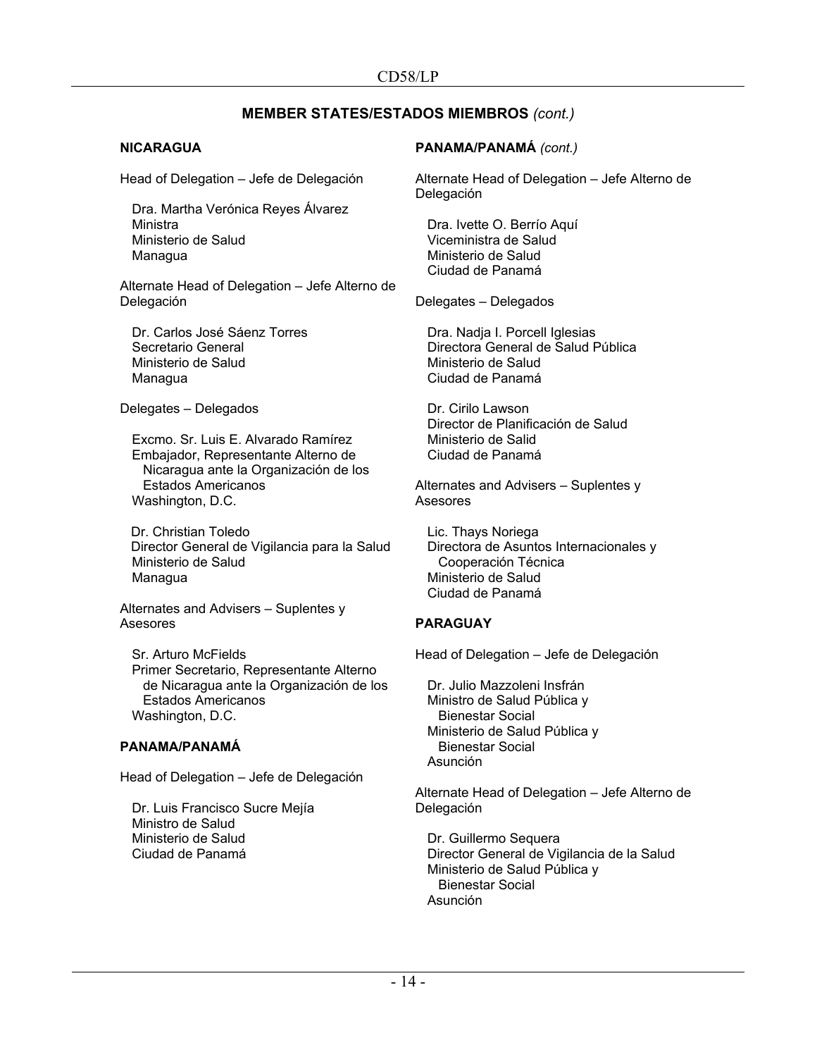## MEMBER STATES/ESTADOS MIEMBROS *(cont.)*

**NICARAGUA**

Head of Delegation – Jefe de Delegación

Dra. Martha Verónica Reyes Álvarez
Ministra
Ministerio de Salud
Managua

Alternate Head of Delegation – Jefe Alterno de Delegación

Dr. Carlos José Sáenz Torres
Secretario General
Ministerio de Salud
Managua

Delegates – Delegados

Excmo. Sr. Luis E. Alvarado Ramírez
Embajador, Representante Alterno de Nicaragua ante la Organización de los Estados Americanos
Washington, D.C.

Dr. Christian Toledo
Director General de Vigilancia para la Salud
Ministerio de Salud
Managua

Alternates and Advisers – Suplentes y Asesores

Sr. Arturo McFields
Primer Secretario, Representante Alterno de Nicaragua ante la Organización de los Estados Americanos
Washington, D.C.

**PANAMA/PANAMÁ**

Head of Delegation – Jefe de Delegación

Dr. Luis Francisco Sucre Mejía
Ministro de Salud
Ministerio de Salud
Ciudad de Panamá

**PANAMA/PANAMÁ** *(cont.)*

Alternate Head of Delegation – Jefe Alterno de Delegación

Dra. Ivette O. Berrío Aquí
Viceministra de Salud
Ministerio de Salud
Ciudad de Panamá

Delegates – Delegados

Dra. Nadja I. Porcell Iglesias
Directora General de Salud Pública
Ministerio de Salud
Ciudad de Panamá

Dr. Cirilo Lawson
Director de Planificación de Salud
Ministerio de Salid
Ciudad de Panamá

Alternates and Advisers – Suplentes y Asesores

Lic. Thays Noriega
Directora de Asuntos Internacionales y Cooperación Técnica
Ministerio de Salud
Ciudad de Panamá

**PARAGUAY**

Head of Delegation – Jefe de Delegación

Dr. Julio Mazzoleni Insfrán
Ministro de Salud Pública y Bienestar Social
Ministerio de Salud Pública y Bienestar Social
Asunción

Alternate Head of Delegation – Jefe Alterno de Delegación

Dr. Guillermo Sequera
Director General de Vigilancia de la Salud
Ministerio de Salud Pública y Bienestar Social
Asunción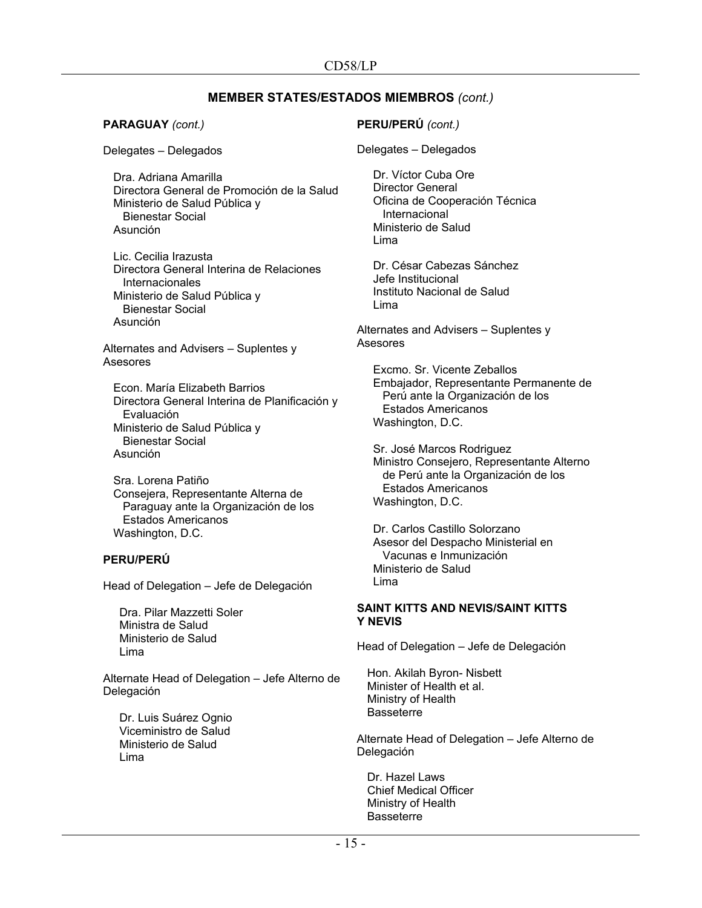## MEMBER STATES/ESTADOS MIEMBROS *(cont.)*

**PARAGUAY** *(cont.)*

Delegates – Delegados

Dra. Adriana Amarilla
Directora General de Promoción de la Salud
Ministerio de Salud Pública y Bienestar Social
Asunción

Lic. Cecilia Irazusta
Directora General Interina de Relaciones Internacionales
Ministerio de Salud Pública y Bienestar Social
Asunción

Alternates and Advisers – Suplentes y Asesores

Econ. María Elizabeth Barrios
Directora General Interina de Planificación y Evaluación
Ministerio de Salud Pública y Bienestar Social
Asunción

Sra. Lorena Patiño
Consejera, Representante Alterna de Paraguay ante la Organización de los Estados Americanos
Washington, D.C.

**PERU/PERÚ**

Head of Delegation – Jefe de Delegación

Dra. Pilar Mazzetti Soler
Ministra de Salud
Ministerio de Salud
Lima

Alternate Head of Delegation – Jefe Alterno de Delegación

Dr. Luis Suárez Ognio
Viceministro de Salud
Ministerio de Salud
Lima

**PERU/PERÚ** *(cont.)*

Delegates – Delegados

Dr. Víctor Cuba Ore
Director General
Oficina de Cooperación Técnica Internacional
Ministerio de Salud
Lima

Dr. César Cabezas Sánchez
Jefe Institucional
Instituto Nacional de Salud
Lima

Alternates and Advisers – Suplentes y Asesores

Excmo. Sr. Vicente Zeballos
Embajador, Representante Permanente de Perú ante la Organización de los Estados Americanos
Washington, D.C.

Sr. José Marcos Rodriguez
Ministro Consejero, Representante Alterno de Perú ante la Organización de los Estados Americanos
Washington, D.C.

Dr. Carlos Castillo Solorzano
Asesor del Despacho Ministerial en Vacunas e Inmunización
Ministerio de Salud
Lima

**SAINT KITTS AND NEVIS/SAINT KITTS Y NEVIS**

Head of Delegation – Jefe de Delegación

Hon. Akilah Byron- Nisbett
Minister of Health et al.
Ministry of Health
Basseterre

Alternate Head of Delegation – Jefe Alterno de Delegación

Dr. Hazel Laws
Chief Medical Officer
Ministry of Health
Basseterre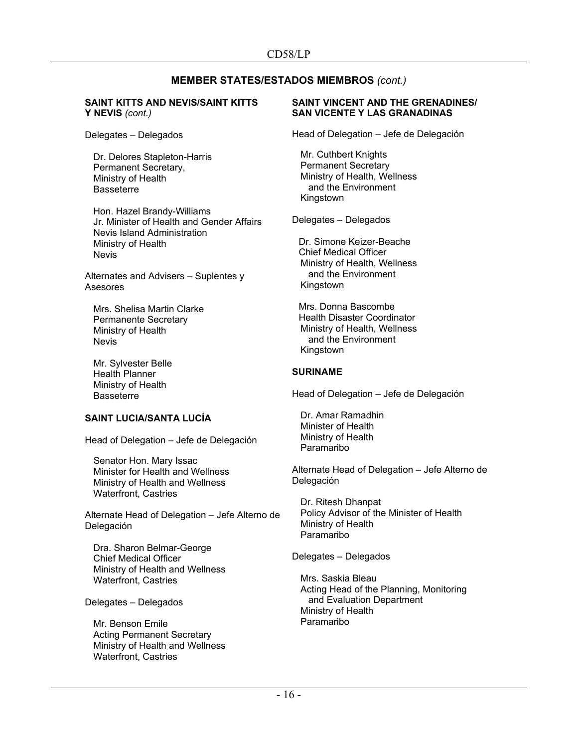## MEMBER STATES/ESTADOS MIEMBROS *(cont.)*

**SAINT KITTS AND NEVIS/SAINT KITTS Y NEVIS** *(cont.)*

Delegates – Delegados

Dr. Delores Stapleton-Harris
Permanent Secretary,
Ministry of Health
Basseterre

Hon. Hazel Brandy-Williams
Jr. Minister of Health and Gender Affairs
Nevis Island Administration
Ministry of Health
Nevis

Alternates and Advisers – Suplentes y Asesores

Mrs. Shelisa Martin Clarke
Permanente Secretary
Ministry of Health
Nevis

Mr. Sylvester Belle
Health Planner
Ministry of Health
Basseterre

**SAINT LUCIA/SANTA LUCÍA**

Head of Delegation – Jefe de Delegación

Senator Hon. Mary Issac
Minister for Health and Wellness
Ministry of Health and Wellness
Waterfront, Castries

Alternate Head of Delegation – Jefe Alterno de Delegación

Dra. Sharon Belmar-George
Chief Medical Officer
Ministry of Health and Wellness
Waterfront, Castries

Delegates – Delegados

Mr. Benson Emile
Acting Permanent Secretary
Ministry of Health and Wellness
Waterfront, Castries

**SAINT VINCENT AND THE GRENADINES/ SAN VICENTE Y LAS GRANADINAS**

Head of Delegation – Jefe de Delegación

Mr. Cuthbert Knights
Permanent Secretary
Ministry of Health, Wellness and the Environment
Kingstown

Delegates – Delegados

Dr. Simone Keizer-Beache
Chief Medical Officer
Ministry of Health, Wellness and the Environment
Kingstown

Mrs. Donna Bascombe
Health Disaster Coordinator
Ministry of Health, Wellness and the Environment
Kingstown

**SURINAME**

Head of Delegation – Jefe de Delegación

Dr. Amar Ramadhin
Minister of Health
Ministry of Health
Paramaribo

Alternate Head of Delegation – Jefe Alterno de Delegación

Dr. Ritesh Dhanpat
Policy Advisor of the Minister of Health
Ministry of Health
Paramaribo

Delegates – Delegados

Mrs. Saskia Bleau
Acting Head of the Planning, Monitoring and Evaluation Department
Ministry of Health
Paramaribo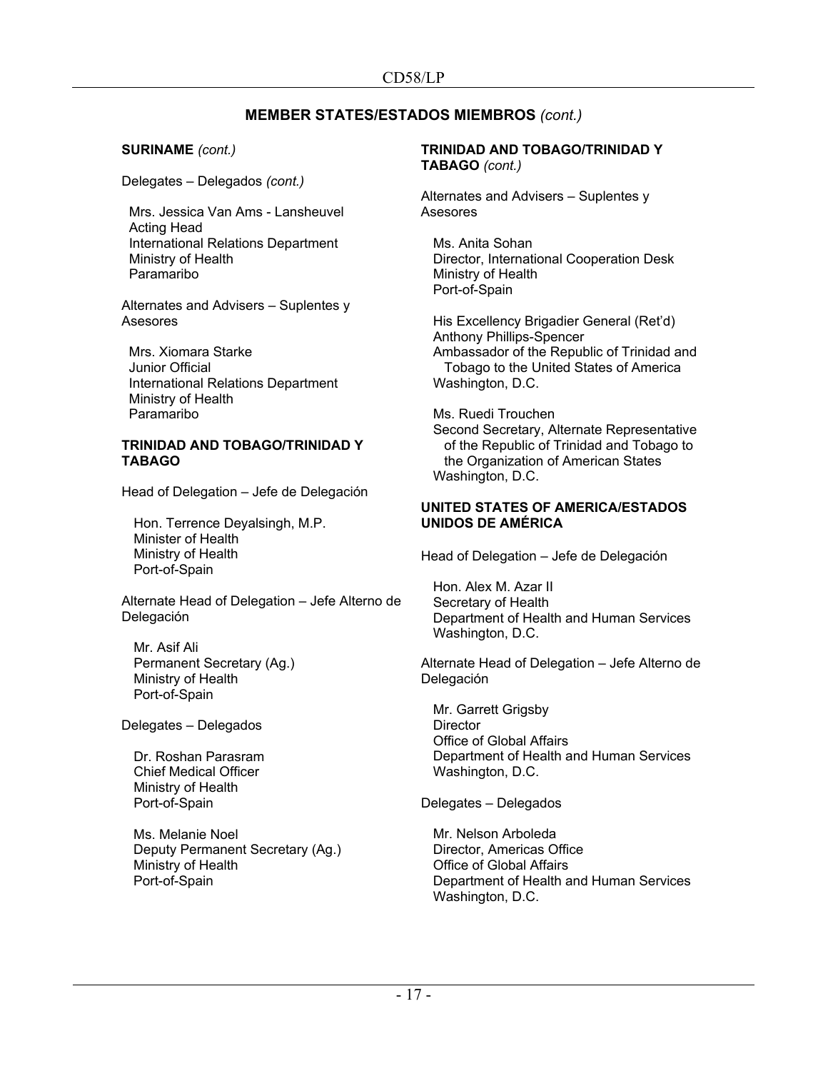## MEMBER STATES/ESTADOS MIEMBROS *(cont.)*

**SURINAME** *(cont.)*

Delegates – Delegados *(cont.)*

Mrs. Jessica Van Ams - Lansheuvel
Acting Head
International Relations Department
Ministry of Health
Paramaribo

Alternates and Advisers – Suplentes y Asesores

Mrs. Xiomara Starke
Junior Official
International Relations Department
Ministry of Health
Paramaribo

**TRINIDAD AND TOBAGO/TRINIDAD Y TABAGO**

Head of Delegation – Jefe de Delegación

Hon. Terrence Deyalsingh, M.P.
Minister of Health
Ministry of Health
Port-of-Spain

Alternate Head of Delegation – Jefe Alterno de Delegación

Mr. Asif Ali
Permanent Secretary (Ag.)
Ministry of Health
Port-of-Spain

Delegates – Delegados

Dr. Roshan Parasram
Chief Medical Officer
Ministry of Health
Port-of-Spain

Ms. Melanie Noel
Deputy Permanent Secretary (Ag.)
Ministry of Health
Port-of-Spain

**TRINIDAD AND TOBAGO/TRINIDAD Y TABAGO** *(cont.)*

Alternates and Advisers – Suplentes y Asesores

Ms. Anita Sohan
Director, International Cooperation Desk
Ministry of Health
Port-of-Spain

His Excellency Brigadier General (Ret'd) Anthony Phillips-Spencer
Ambassador of the Republic of Trinidad and Tobago to the United States of America
Washington, D.C.

Ms. Ruedi Trouchen
Second Secretary, Alternate Representative of the Republic of Trinidad and Tobago to the Organization of American States
Washington, D.C.

**UNITED STATES OF AMERICA/ESTADOS UNIDOS DE AMÉRICA**

Head of Delegation – Jefe de Delegación

Hon. Alex M. Azar II
Secretary of Health
Department of Health and Human Services
Washington, D.C.

Alternate Head of Delegation – Jefe Alterno de Delegación

Mr. Garrett Grigsby
Director
Office of Global Affairs
Department of Health and Human Services
Washington, D.C.

Delegates – Delegados

Mr. Nelson Arboleda
Director, Americas Office
Office of Global Affairs
Department of Health and Human Services
Washington, D.C.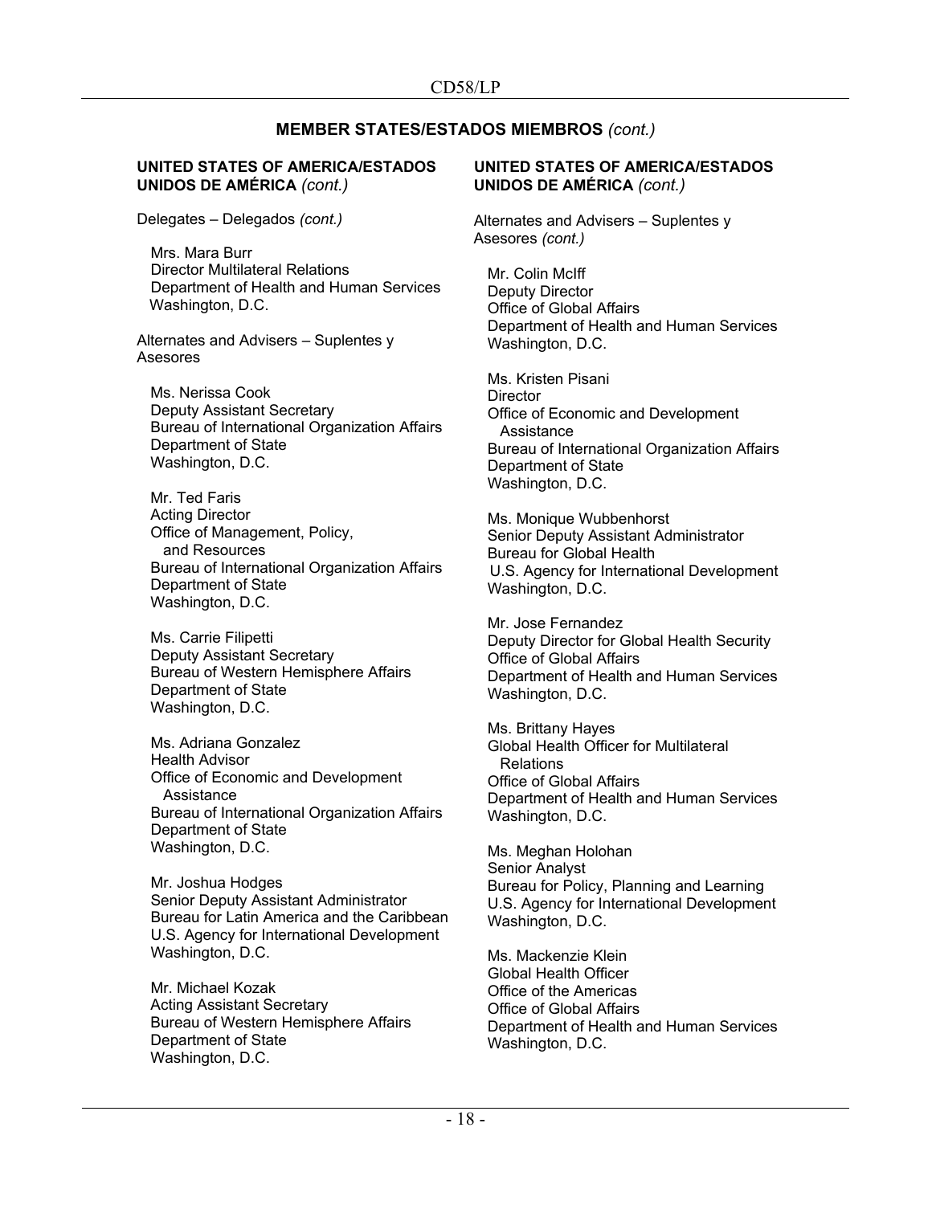## MEMBER STATES/ESTADOS MIEMBROS *(cont.)*

**UNITED STATES OF AMERICA/ESTADOS UNIDOS DE AMÉRICA** *(cont.)*

Delegates – Delegados *(cont.)*

Mrs. Mara Burr
Director Multilateral Relations
Department of Health and Human Services
Washington, D.C.

Alternates and Advisers – Suplentes y Asesores

Ms. Nerissa Cook
Deputy Assistant Secretary
Bureau of International Organization Affairs
Department of State
Washington, D.C.

Mr. Ted Faris
Acting Director
Office of Management, Policy, and Resources
Bureau of International Organization Affairs
Department of State
Washington, D.C.

Ms. Carrie Filipetti
Deputy Assistant Secretary
Bureau of Western Hemisphere Affairs
Department of State
Washington, D.C.

Ms. Adriana Gonzalez
Health Advisor
Office of Economic and Development Assistance
Bureau of International Organization Affairs
Department of State
Washington, D.C.

Mr. Joshua Hodges
Senior Deputy Assistant Administrator
Bureau for Latin America and the Caribbean
U.S. Agency for International Development
Washington, D.C.

Mr. Michael Kozak
Acting Assistant Secretary
Bureau of Western Hemisphere Affairs
Department of State
Washington, D.C.

**UNITED STATES OF AMERICA/ESTADOS UNIDOS DE AMÉRICA** *(cont.)*

Alternates and Advisers – Suplentes y Asesores *(cont.)*

Mr. Colin McIff
Deputy Director
Office of Global Affairs
Department of Health and Human Services
Washington, D.C.

Ms. Kristen Pisani
Director
Office of Economic and Development Assistance
Bureau of International Organization Affairs
Department of State
Washington, D.C.

Ms. Monique Wubbenhorst
Senior Deputy Assistant Administrator
Bureau for Global Health
U.S. Agency for International Development
Washington, D.C.

Mr. Jose Fernandez
Deputy Director for Global Health Security
Office of Global Affairs
Department of Health and Human Services
Washington, D.C.

Ms. Brittany Hayes
Global Health Officer for Multilateral Relations
Office of Global Affairs
Department of Health and Human Services
Washington, D.C.

Ms. Meghan Holohan
Senior Analyst
Bureau for Policy, Planning and Learning
U.S. Agency for International Development
Washington, D.C.

Ms. Mackenzie Klein
Global Health Officer
Office of the Americas
Office of Global Affairs
Department of Health and Human Services
Washington, D.C.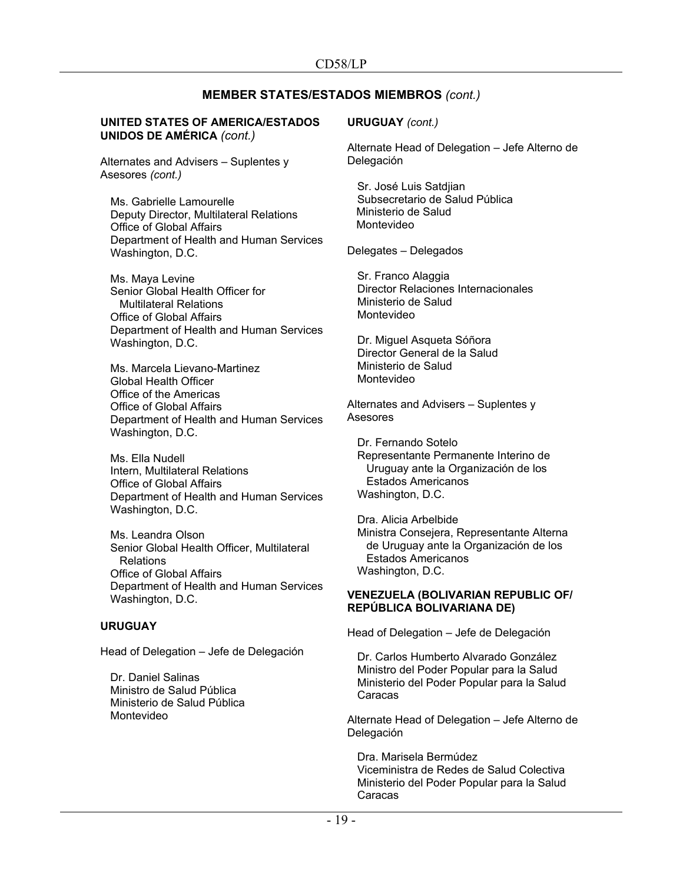## MEMBER STATES/ESTADOS MIEMBROS *(cont.)*

**UNITED STATES OF AMERICA/ESTADOS UNIDOS DE AMÉRICA** *(cont.)*

Alternates and Advisers – Suplentes y Asesores *(cont.)*

Ms. Gabrielle Lamourelle
Deputy Director, Multilateral Relations
Office of Global Affairs
Department of Health and Human Services
Washington, D.C.

Ms. Maya Levine
Senior Global Health Officer for Multilateral Relations
Office of Global Affairs
Department of Health and Human Services
Washington, D.C.

Ms. Marcela Lievano-Martinez
Global Health Officer
Office of the Americas
Office of Global Affairs
Department of Health and Human Services
Washington, D.C.

Ms. Ella Nudell
Intern, Multilateral Relations
Office of Global Affairs
Department of Health and Human Services
Washington, D.C.

Ms. Leandra Olson
Senior Global Health Officer, Multilateral Relations
Office of Global Affairs
Department of Health and Human Services
Washington, D.C.

**URUGUAY**

Head of Delegation – Jefe de Delegación

Dr. Daniel Salinas
Ministro de Salud Pública
Ministerio de Salud Pública
Montevideo

**URUGUAY** *(cont.)*

Alternate Head of Delegation – Jefe Alterno de Delegación

Sr. José Luis Satdjian
Subsecretario de Salud Pública
Ministerio de Salud
Montevideo

Delegates – Delegados

Sr. Franco Alaggia
Director Relaciones Internacionales
Ministerio de Salud
Montevideo

Dr. Miguel Asqueta Sóñora
Director General de la Salud
Ministerio de Salud
Montevideo

Alternates and Advisers – Suplentes y Asesores

Dr. Fernando Sotelo
Representante Permanente Interino de Uruguay ante la Organización de los Estados Americanos
Washington, D.C.

Dra. Alicia Arbelbide
Ministra Consejera, Representante Alterna de Uruguay ante la Organización de los Estados Americanos
Washington, D.C.

**VENEZUELA (BOLIVARIAN REPUBLIC OF/ REPÚBLICA BOLIVARIANA DE)**

Head of Delegation – Jefe de Delegación

Dr. Carlos Humberto Alvarado González
Ministro del Poder Popular para la Salud
Ministerio del Poder Popular para la Salud
Caracas

Alternate Head of Delegation – Jefe Alterno de Delegación

Dra. Marisela Bermúdez
Viceministra de Redes de Salud Colectiva
Ministerio del Poder Popular para la Salud
Caracas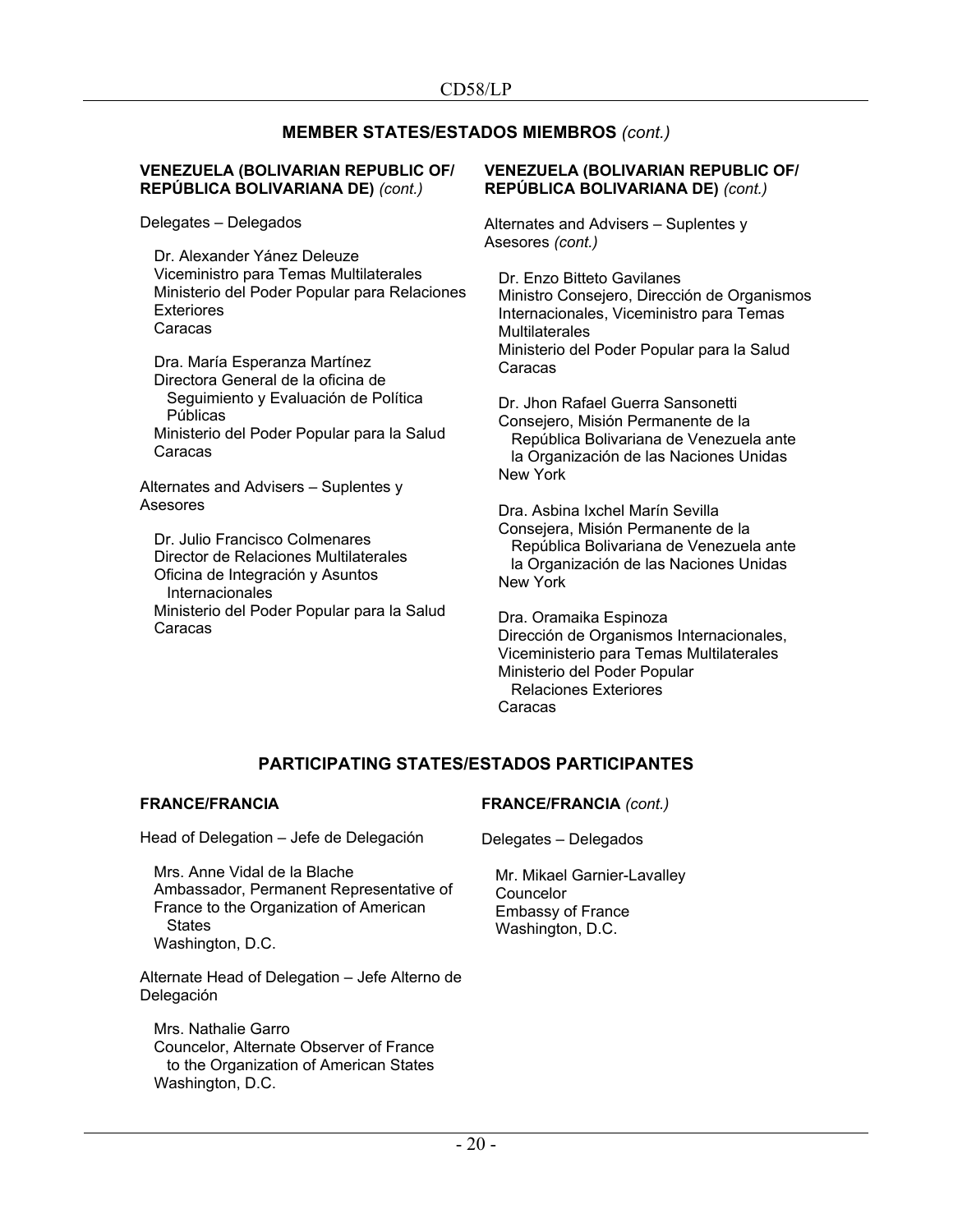## MEMBER STATES/ESTADOS MIEMBROS *(cont.)*

**VENEZUELA (BOLIVARIAN REPUBLIC OF/ REPÚBLICA BOLIVARIANA DE)** *(cont.)*

Delegates – Delegados

Dr. Alexander Yánez Deleuze
Viceministro para Temas Multilaterales
Ministerio del Poder Popular para Relaciones Exteriores
Caracas

Dra. María Esperanza Martínez
Directora General de la oficina de Seguimiento y Evaluación de Política Públicas
Ministerio del Poder Popular para la Salud
Caracas

Alternates and Advisers – Suplentes y Asesores

Dr. Julio Francisco Colmenares
Director de Relaciones Multilaterales
Oficina de Integración y Asuntos Internacionales
Ministerio del Poder Popular para la Salud
Caracas

**VENEZUELA (BOLIVARIAN REPUBLIC OF/ REPÚBLICA BOLIVARIANA DE)** *(cont.)*

Alternates and Advisers – Suplentes y Asesores *(cont.)*

Dr. Enzo Bitteto Gavilanes
Ministro Consejero, Dirección de Organismos Internacionales, Viceministro para Temas Multilaterales
Ministerio del Poder Popular para la Salud
Caracas

Dr. Jhon Rafael Guerra Sansonetti
Consejero, Misión Permanente de la República Bolivariana de Venezuela ante la Organización de las Naciones Unidas
New York

Dra. Asbina Ixchel Marín Sevilla
Consejera, Misión Permanente de la República Bolivariana de Venezuela ante la Organización de las Naciones Unidas
New York

Dra. Oramaika Espinoza
Dirección de Organismos Internacionales, Viceministerio para Temas Multilaterales
Ministerio del Poder Popular Relaciones Exteriores
Caracas

## PARTICIPATING STATES/ESTADOS PARTICIPANTES

**FRANCE/FRANCIA**

Head of Delegation – Jefe de Delegación

Mrs. Anne Vidal de la Blache
Ambassador, Permanent Representative of France to the Organization of American States
Washington, D.C.

Alternate Head of Delegation – Jefe Alterno de Delegación

Mrs. Nathalie Garro
Councelor, Alternate Observer of France to the Organization of American States
Washington, D.C.

**FRANCE/FRANCIA** *(cont.)*

Delegates – Delegados

Mr. Mikael Garnier-Lavalley
Councelor
Embassy of France
Washington, D.C.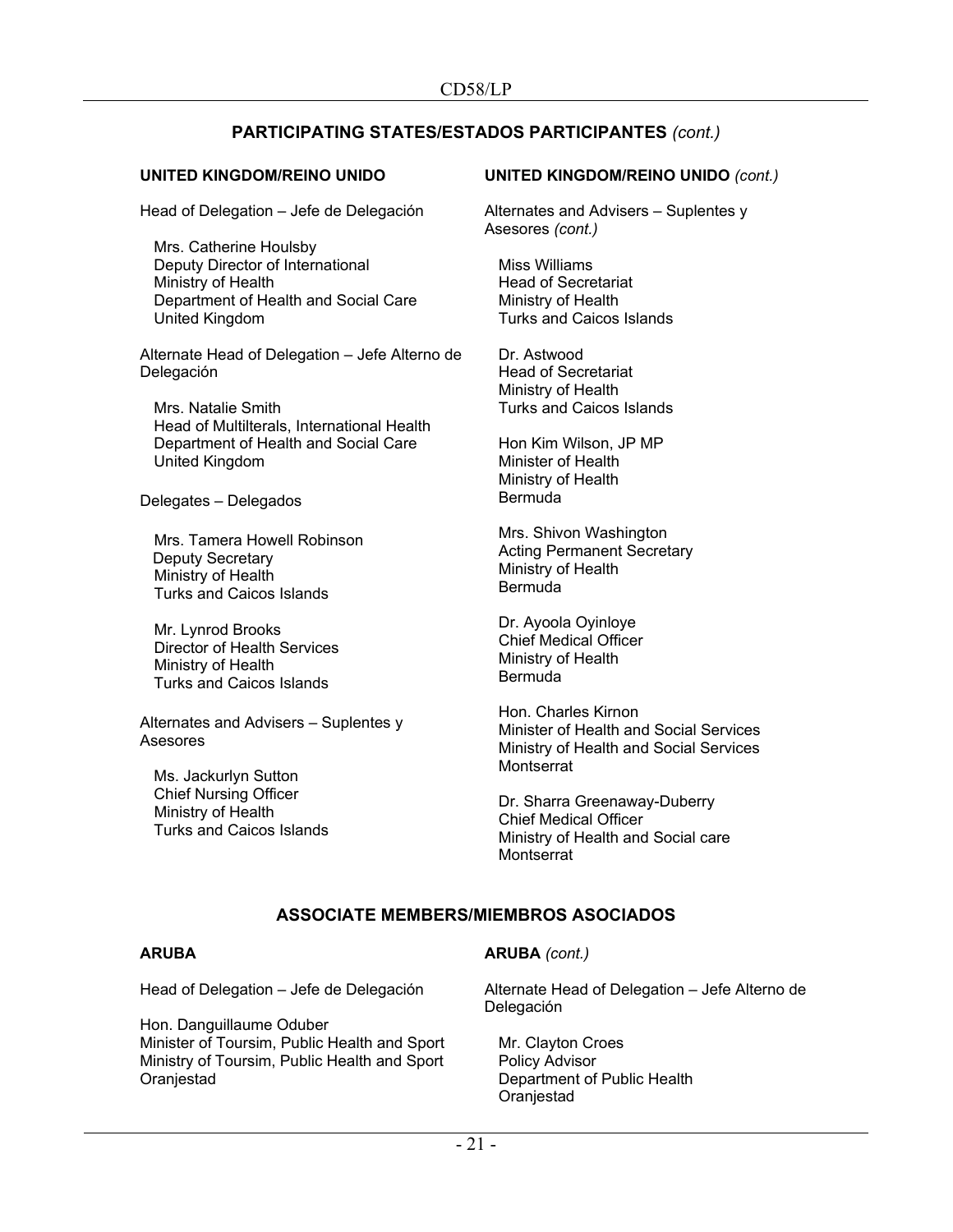## PARTICIPATING STATES/ESTADOS PARTICIPANTES *(cont.)*

**UNITED KINGDOM/REINO UNIDO**

Head of Delegation – Jefe de Delegación

Mrs. Catherine Houlsby
Deputy Director of International
Ministry of Health
Department of Health and Social Care
United Kingdom

Alternate Head of Delegation – Jefe Alterno de Delegación

Mrs. Natalie Smith
Head of Multilterals, International Health
Department of Health and Social Care
United Kingdom

Delegates – Delegados

Mrs. Tamera Howell Robinson
Deputy Secretary
Ministry of Health
Turks and Caicos Islands

Mr. Lynrod Brooks
Director of Health Services
Ministry of Health
Turks and Caicos Islands

Alternates and Advisers – Suplentes y Asesores

Ms. Jackurlyn Sutton
Chief Nursing Officer
Ministry of Health
Turks and Caicos Islands

**UNITED KINGDOM/REINO UNIDO** *(cont.)*

Alternates and Advisers – Suplentes y Asesores *(cont.)*

Miss Williams
Head of Secretariat
Ministry of Health
Turks and Caicos Islands

Dr. Astwood
Head of Secretariat
Ministry of Health
Turks and Caicos Islands

Hon Kim Wilson, JP MP
Minister of Health
Ministry of Health
Bermuda

Mrs. Shivon Washington
Acting Permanent Secretary
Ministry of Health
Bermuda

Dr. Ayoola Oyinloye
Chief Medical Officer
Ministry of Health
Bermuda

Hon. Charles Kirnon
Minister of Health and Social Services
Ministry of Health and Social Services
Montserrat

Dr. Sharra Greenaway-Duberry
Chief Medical Officer
Ministry of Health and Social care
Montserrat

## ASSOCIATE MEMBERS/MIEMBROS ASOCIADOS

**ARUBA**

Head of Delegation – Jefe de Delegación

Hon. Danguillaume Oduber
Minister of Toursim, Public Health and Sport
Ministry of Toursim, Public Health and Sport
Oranjestad

**ARUBA** *(cont.)*

Alternate Head of Delegation – Jefe Alterno de Delegación

Mr. Clayton Croes
Policy Advisor
Department of Public Health
Oranjestad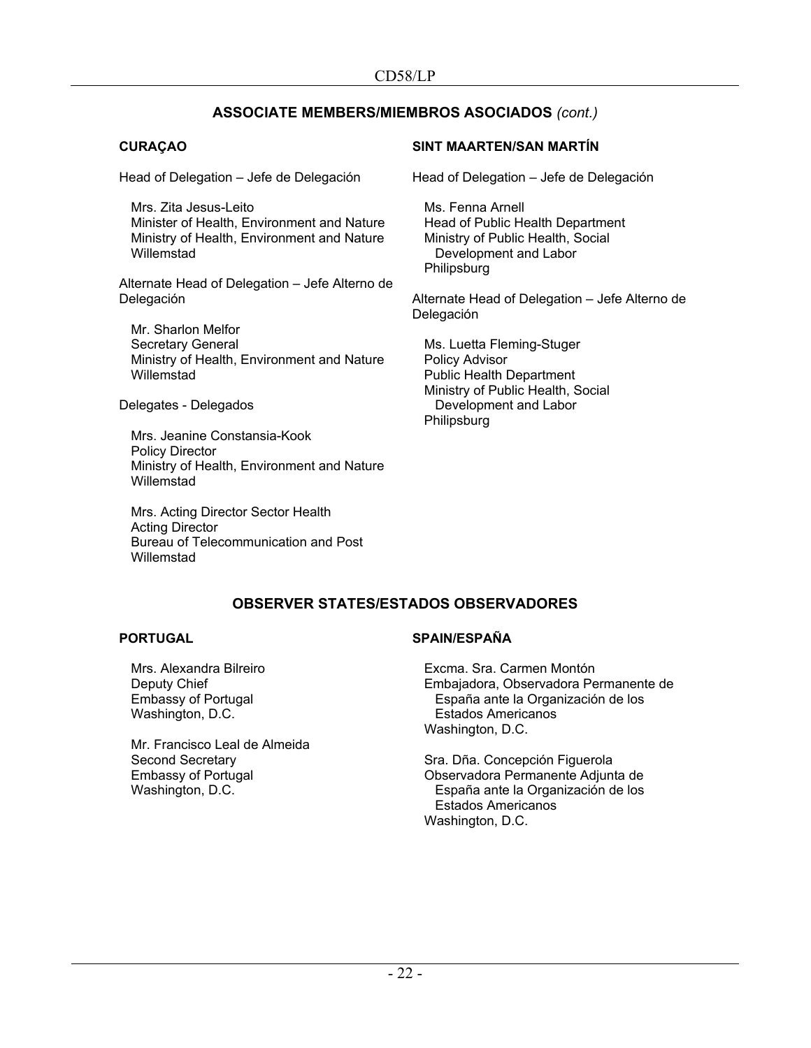## ASSOCIATE MEMBERS/MIEMBROS ASOCIADOS *(cont.)*

### CURAÇAO

Head of Delegation – Jefe de Delegación

Mrs. Zita Jesus-Leito
Minister of Health, Environment and Nature
Ministry of Health, Environment and Nature
Willemstad

Alternate Head of Delegation – Jefe Alterno de Delegación

Mr. Sharlon Melfor
Secretary General
Ministry of Health, Environment and Nature
Willemstad

Delegates - Delegados

Mrs. Jeanine Constansia-Kook
Policy Director
Ministry of Health, Environment and Nature
Willemstad

Mrs. Acting Director Sector Health
Acting Director
Bureau of Telecommunication and Post
Willemstad

### SINT MAARTEN/SAN MARTÍN

Head of Delegation – Jefe de Delegación

Ms. Fenna Arnell
Head of Public Health Department
Ministry of Public Health, Social Development and Labor
Philipsburg

Alternate Head of Delegation – Jefe Alterno de Delegación

Ms. Luetta Fleming-Stuger
Policy Advisor
Public Health Department
Ministry of Public Health, Social Development and Labor
Philipsburg

## OBSERVER STATES/ESTADOS OBSERVADORES

### PORTUGAL

Mrs. Alexandra Bilreiro
Deputy Chief
Embassy of Portugal
Washington, D.C.

Mr. Francisco Leal de Almeida
Second Secretary
Embassy of Portugal
Washington, D.C.

### SPAIN/ESPAÑA

Excma. Sra. Carmen Montón
Embajadora, Observadora Permanente de España ante la Organización de los Estados Americanos
Washington, D.C.

Sra. Dña. Concepción Figuerola
Observadora Permanente Adjunta de España ante la Organización de los Estados Americanos
Washington, D.C.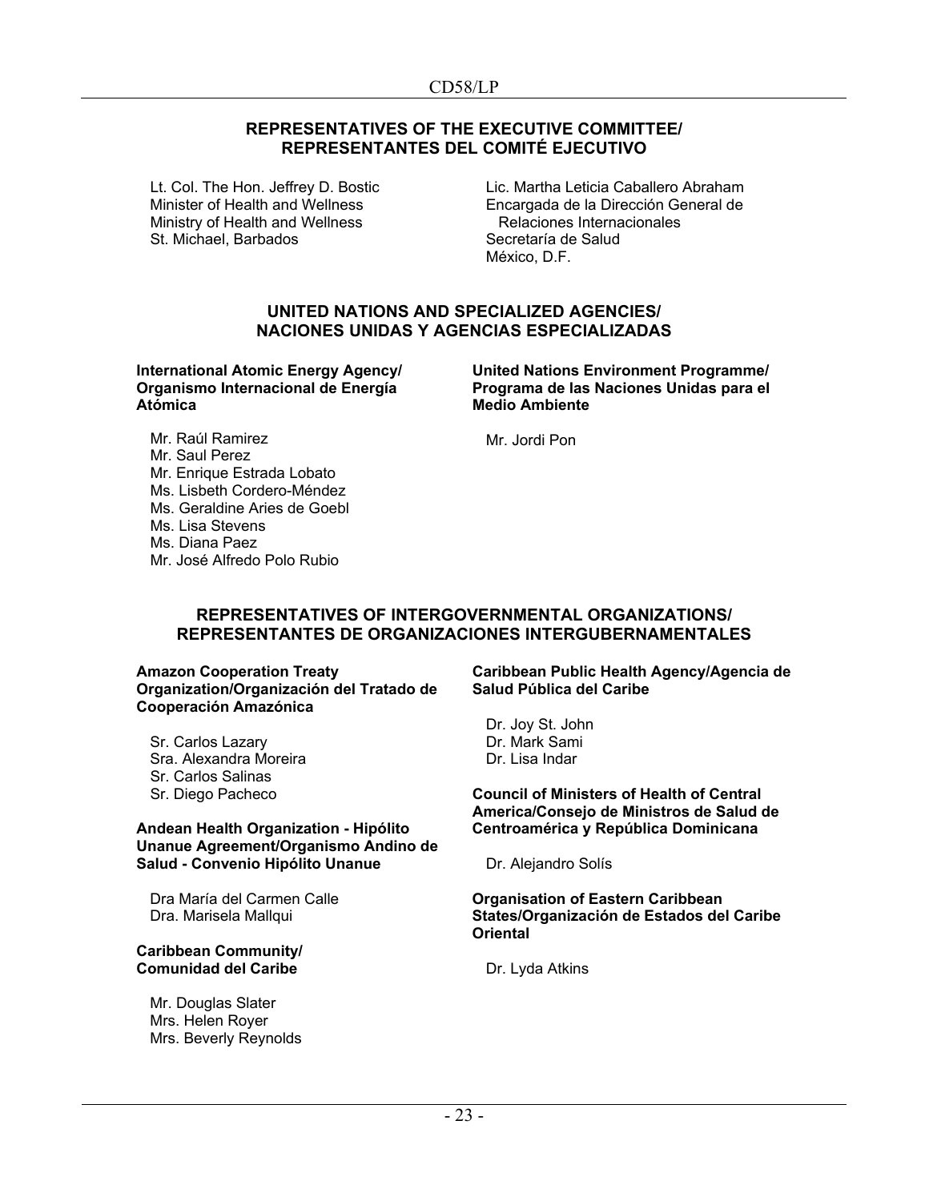## REPRESENTATIVES OF THE EXECUTIVE COMMITTEE/ REPRESENTANTES DEL COMITÉ EJECUTIVO

Lt. Col. The Hon. Jeffrey D. Bostic
Minister of Health and Wellness
Ministry of Health and Wellness
St. Michael, Barbados

Lic. Martha Leticia Caballero Abraham
Encargada de la Dirección General de Relaciones Internacionales
Secretaría de Salud
México, D.F.

## UNITED NATIONS AND SPECIALIZED AGENCIES/ NACIONES UNIDAS Y AGENCIAS ESPECIALIZADAS

**International Atomic Energy Agency/ Organismo Internacional de Energía Atómica**

Mr. Raúl Ramirez
Mr. Saul Perez
Mr. Enrique Estrada Lobato
Ms. Lisbeth Cordero-Méndez
Ms. Geraldine Aries de Goebl
Ms. Lisa Stevens
Ms. Diana Paez
Mr. José Alfredo Polo Rubio

**United Nations Environment Programme/ Programa de las Naciones Unidas para el Medio Ambiente**

Mr. Jordi Pon

## REPRESENTATIVES OF INTERGOVERNMENTAL ORGANIZATIONS/ REPRESENTANTES DE ORGANIZACIONES INTERGUBERNAMENTALES

**Amazon Cooperation Treaty Organization/Organización del Tratado de Cooperación Amazónica**

Sr. Carlos Lazary
Sra. Alexandra Moreira
Sr. Carlos Salinas
Sr. Diego Pacheco

**Andean Health Organization - Hipólito Unanue Agreement/Organismo Andino de Salud - Convenio Hipólito Unanue**

Dra María del Carmen Calle
Dra. Marisela Mallqui

**Caribbean Community/ Comunidad del Caribe**

Mr. Douglas Slater
Mrs. Helen Royer
Mrs. Beverly Reynolds

**Caribbean Public Health Agency/Agencia de Salud Pública del Caribe**

Dr. Joy St. John
Dr. Mark Sami
Dr. Lisa Indar

**Council of Ministers of Health of Central America/Consejo de Ministros de Salud de Centroamérica y República Dominicana**

Dr. Alejandro Solís

**Organisation of Eastern Caribbean States/Organización de Estados del Caribe Oriental**

Dr. Lyda Atkins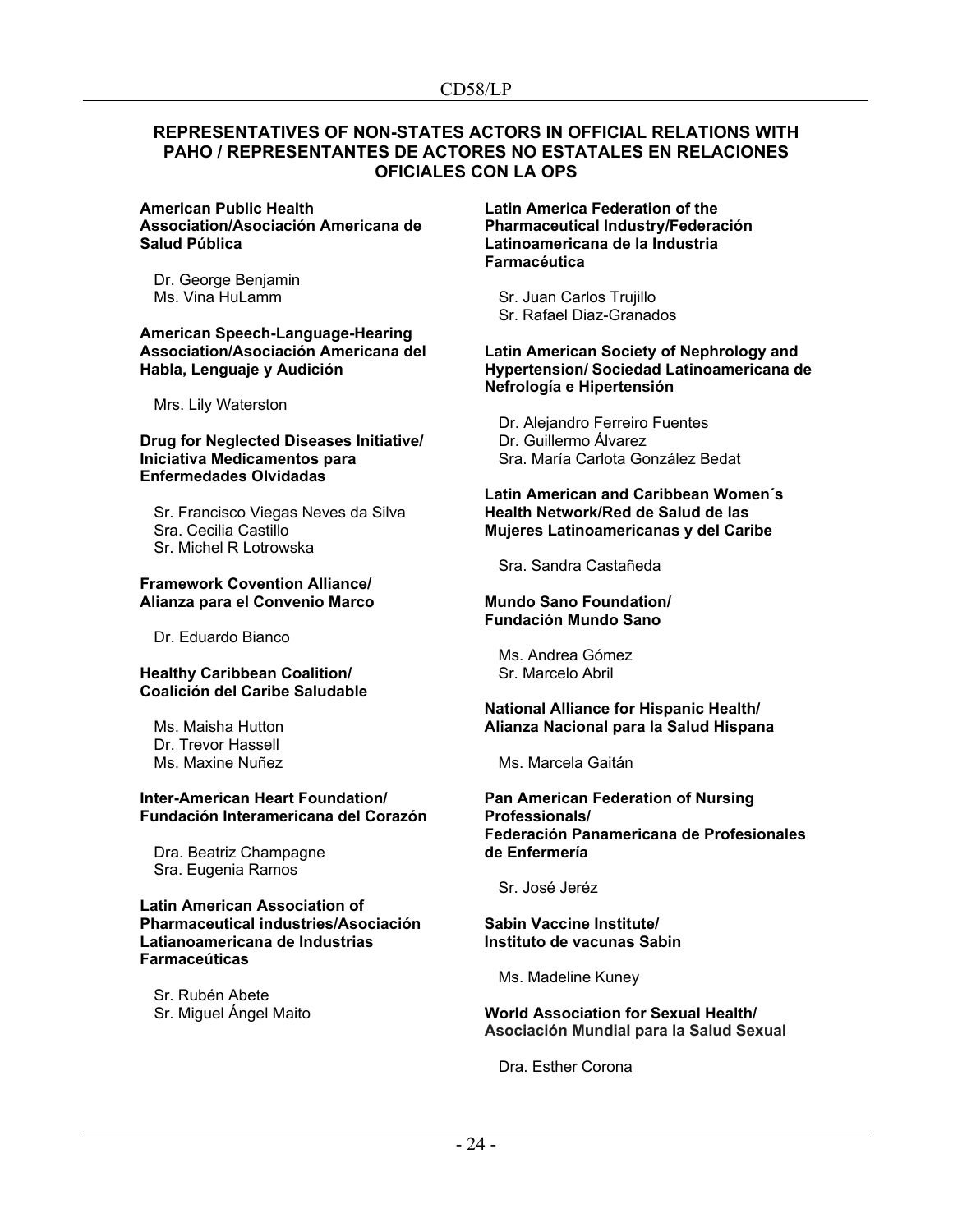## REPRESENTATIVES OF NON-STATES ACTORS IN OFFICIAL RELATIONS WITH PAHO / REPRESENTANTES DE ACTORES NO ESTATALES EN RELACIONES OFICIALES CON LA OPS

**American Public Health Association/Asociación Americana de Salud Pública**

Dr. George Benjamin
Ms. Vina HuLamm

**American Speech-Language-Hearing Association/Asociación Americana del Habla, Lenguaje y Audición**

Mrs. Lily Waterston

**Drug for Neglected Diseases Initiative/ Iniciativa Medicamentos para Enfermedades Olvidadas**

Sr. Francisco Viegas Neves da Silva
Sra. Cecilia Castillo
Sr. Michel R Lotrowska

**Framework Covention Alliance/ Alianza para el Convenio Marco**

Dr. Eduardo Bianco

**Healthy Caribbean Coalition/ Coalición del Caribe Saludable**

Ms. Maisha Hutton
Dr. Trevor Hassell
Ms. Maxine Nuñez

**Inter-American Heart Foundation/ Fundación Interamericana del Corazón**

Dra. Beatriz Champagne
Sra. Eugenia Ramos

**Latin American Association of Pharmaceutical industries/Asociación Latianoamericana de Industrias Farmaceúticas**

Sr. Rubén Abete
Sr. Miguel Ángel Maito

**Latin America Federation of the Pharmaceutical Industry/Federación Latinoamericana de la Industria Farmacéutica**

Sr. Juan Carlos Trujillo
Sr. Rafael Diaz-Granados

**Latin American Society of Nephrology and Hypertension/ Sociedad Latinoamericana de Nefrología e Hipertensión**

Dr. Alejandro Ferreiro Fuentes
Dr. Guillermo Álvarez
Sra. María Carlota González Bedat

**Latin American and Caribbean Women´s Health Network/Red de Salud de las Mujeres Latinoamericanas y del Caribe**

Sra. Sandra Castañeda

**Mundo Sano Foundation/ Fundación Mundo Sano**

Ms. Andrea Gómez
Sr. Marcelo Abril

**National Alliance for Hispanic Health/ Alianza Nacional para la Salud Hispana**

Ms. Marcela Gaitán

**Pan American Federation of Nursing Professionals/ Federación Panamericana de Profesionales de Enfermería**

Sr. José Jeréz

**Sabin Vaccine Institute/ Instituto de vacunas Sabin**

Ms. Madeline Kuney

**World Association for Sexual Health/ Asociación Mundial para la Salud Sexual**

Dra. Esther Corona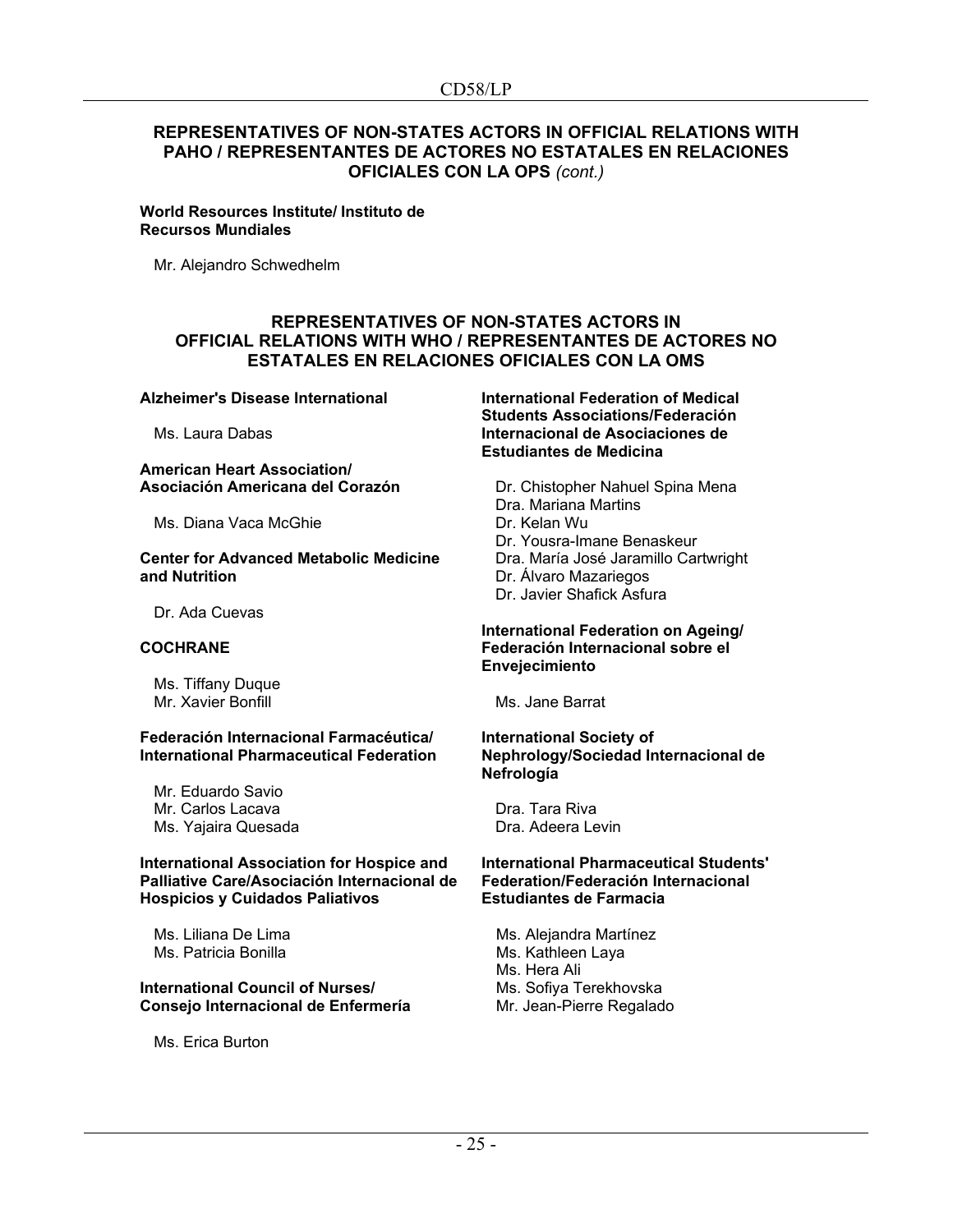## REPRESENTATIVES OF NON-STATES ACTORS IN OFFICIAL RELATIONS WITH PAHO / REPRESENTANTES DE ACTORES NO ESTATALES EN RELACIONES OFICIALES CON LA OPS *(cont.)*

**World Resources Institute/ Instituto de Recursos Mundiales**

Mr. Alejandro Schwedhelm

## REPRESENTATIVES OF NON-STATES ACTORS IN OFFICIAL RELATIONS WITH WHO / REPRESENTANTES DE ACTORES NO ESTATALES EN RELACIONES OFICIALES CON LA OMS

**Alzheimer's Disease International**

Ms. Laura Dabas

**American Heart Association/ Asociación Americana del Corazón**

Ms. Diana Vaca McGhie

**Center for Advanced Metabolic Medicine and Nutrition**

Dr. Ada Cuevas

**COCHRANE**

Ms. Tiffany Duque
Mr. Xavier Bonfill

**Federación Internacional Farmacéutica/ International Pharmaceutical Federation**

Mr. Eduardo Savio
Mr. Carlos Lacava
Ms. Yajaira Quesada

**International Association for Hospice and Palliative Care/Asociación Internacional de Hospicios y Cuidados Paliativos**

Ms. Liliana De Lima
Ms. Patricia Bonilla

**International Council of Nurses/ Consejo Internacional de Enfermería**

Ms. Erica Burton

**International Federation of Medical Students Associations/Federación Internacional de Asociaciones de Estudiantes de Medicina**

Dr. Chistopher Nahuel Spina Mena
Dra. Mariana Martins
Dr. Kelan Wu
Dr. Yousra-Imane Benaskeur
Dra. María José Jaramillo Cartwright
Dr. Álvaro Mazariegos
Dr. Javier Shafick Asfura

**International Federation on Ageing/ Federación Internacional sobre el Envejecimiento**

Ms. Jane Barrat

**International Society of Nephrology/Sociedad Internacional de Nefrología**

Dra. Tara Riva
Dra. Adeera Levin

**International Pharmaceutical Students' Federation/Federación Internacional Estudiantes de Farmacia**

Ms. Alejandra Martínez
Ms. Kathleen Laya
Ms. Hera Ali
Ms. Sofiya Terekhovska
Mr. Jean-Pierre Regalado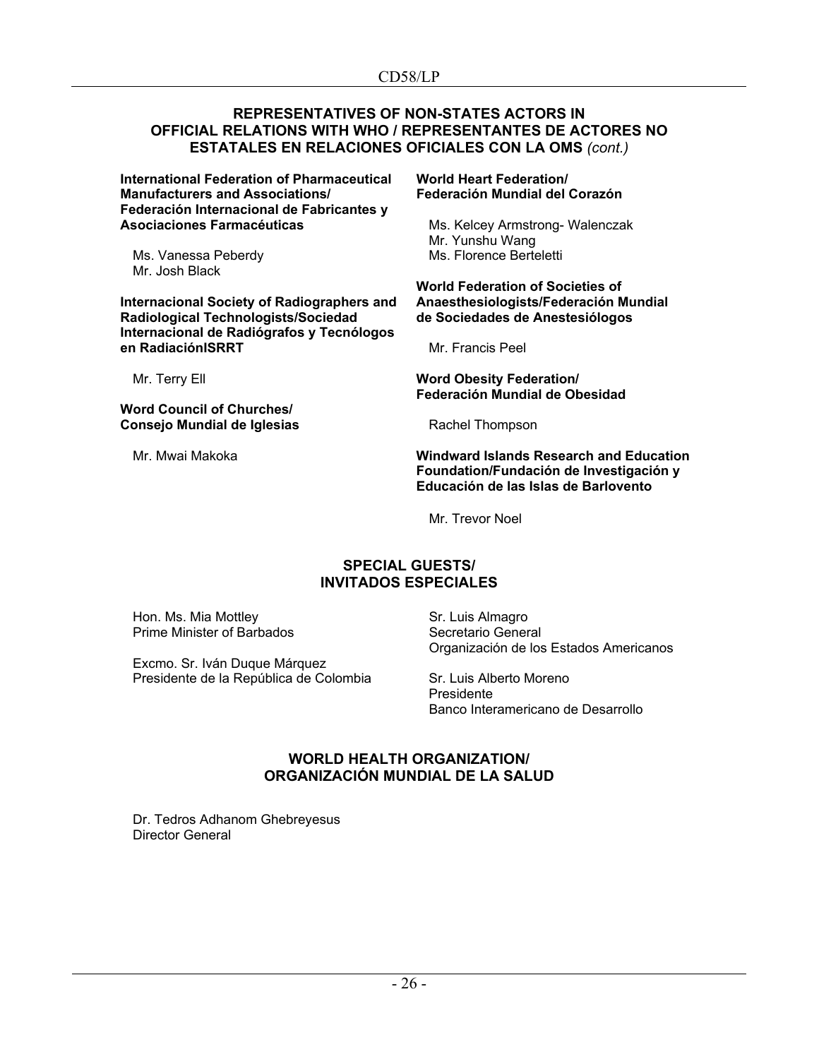## REPRESENTATIVES OF NON-STATES ACTORS IN OFFICIAL RELATIONS WITH WHO / REPRESENTANTES DE ACTORES NO ESTATALES EN RELACIONES OFICIALES CON LA OMS *(cont.)*

**International Federation of Pharmaceutical Manufacturers and Associations/ Federación Internacional de Fabricantes y Asociaciones Farmacéuticas**

Ms. Vanessa Peberdy
Mr. Josh Black

**Internacional Society of Radiographers and Radiological Technologists/Sociedad Internacional de Radiógrafos y Tecnólogos en RadiaciónISRRT**

Mr. Terry Ell

**Word Council of Churches/ Consejo Mundial de Iglesias**

Mr. Mwai Makoka

**World Heart Federation/ Federación Mundial del Corazón**

Ms. Kelcey Armstrong- Walenczak
Mr. Yunshu Wang
Ms. Florence Berteletti

**World Federation of Societies of Anaesthesiologists/Federación Mundial de Sociedades de Anestesiólogos**

Mr. Francis Peel

**Word Obesity Federation/ Federación Mundial de Obesidad**

Rachel Thompson

**Windward Islands Research and Education Foundation/Fundación de Investigación y Educación de las Islas de Barlovento**

Mr. Trevor Noel

## SPECIAL GUESTS/ INVITADOS ESPECIALES

Hon. Ms. Mia Mottley
Prime Minister of Barbados

Excmo. Sr. Iván Duque Márquez
Presidente de la República de Colombia

Sr. Luis Almagro
Secretario General
Organización de los Estados Americanos

Sr. Luis Alberto Moreno
Presidente
Banco Interamericano de Desarrollo

## WORLD HEALTH ORGANIZATION/ ORGANIZACIÓN MUNDIAL DE LA SALUD

Dr. Tedros Adhanom Ghebreyesus
Director General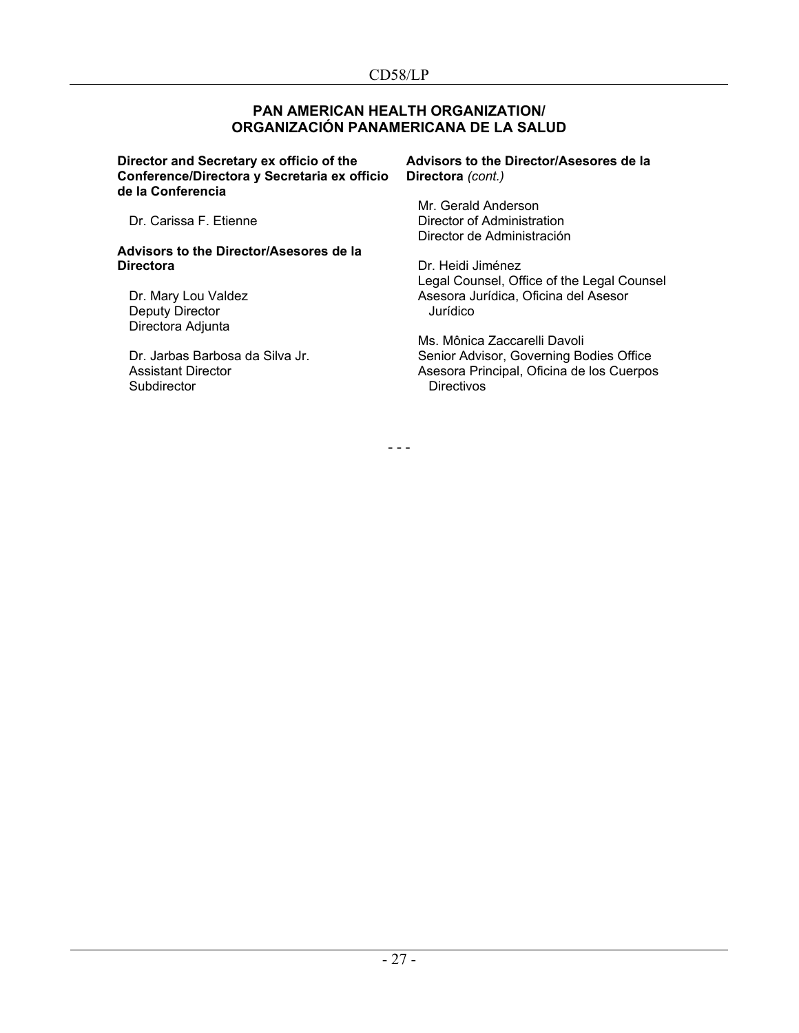## PAN AMERICAN HEALTH ORGANIZATION/ ORGANIZACIÓN PANAMERICANA DE LA SALUD

**Director and Secretary ex officio of the Conference/Directora y Secretaria ex officio de la Conferencia**

Dr. Carissa F. Etienne

**Advisors to the Director/Asesores de la Directora**

Dr. Mary Lou Valdez
Deputy Director
Directora Adjunta

Dr. Jarbas Barbosa da Silva Jr.
Assistant Director
Subdirector

**Advisors to the Director/Asesores de la Directora** *(cont.)*

Mr. Gerald Anderson
Director of Administration
Director de Administración

Dr. Heidi Jiménez
Legal Counsel, Office of the Legal Counsel
Asesora Jurídica, Oficina del Asesor Jurídico

Ms. Mônica Zaccarelli Davoli
Senior Advisor, Governing Bodies Office
Asesora Principal, Oficina de los Cuerpos Directivos

- - -